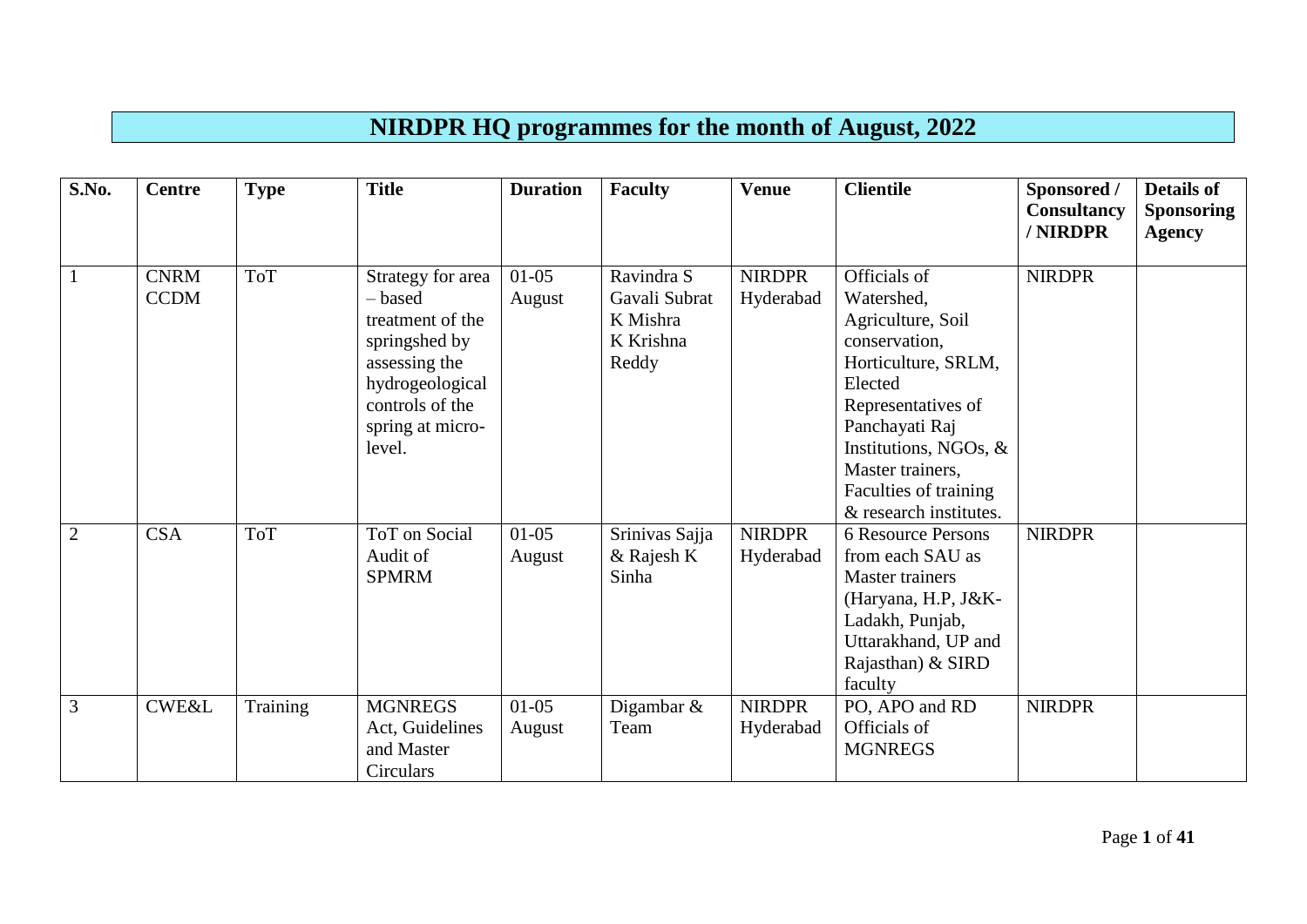# NIRDPR HQ programmes for the month of August, 2022

| S.No. | Centre | Type | Title | Duration | Faculty | Venue | Clientile | Sponsored / Consultancy / NIRDPR | Details of Sponsoring Agency |
|---|---|---|---|---|---|---|---|---|---|
| 1 | CNRM CCDM | ToT | Strategy for area – based treatment of the springshed by assessing the hydrogeological controls of the spring at micro-level. | 01-05 August | Ravindra S Gavali Subrat K Mishra K Krishna Reddy | NIRDPR Hyderabad | Officials of Watershed, Agriculture, Soil conservation, Horticulture, SRLM, Elected Representatives of Panchayati Raj Institutions, NGOs, & Master trainers, Faculties of training & research institutes. | NIRDPR | |
| 2 | CSA | ToT | ToT on Social Audit of SPMRM | 01-05 August | Srinivas Sajja & Rajesh K Sinha | NIRDPR Hyderabad | 6 Resource Persons from each SAU as Master trainers (Haryana, H.P, J&K-Ladakh, Punjab, Uttarakhand, UP and Rajasthan) & SIRD faculty | NIRDPR | |
| 3 | CWE&L | Training | MGNREGS Act, Guidelines and Master Circulars | 01-05 August | Digambar & Team | NIRDPR Hyderabad | PO, APO and RD Officials of MGNREGS | NIRDPR | |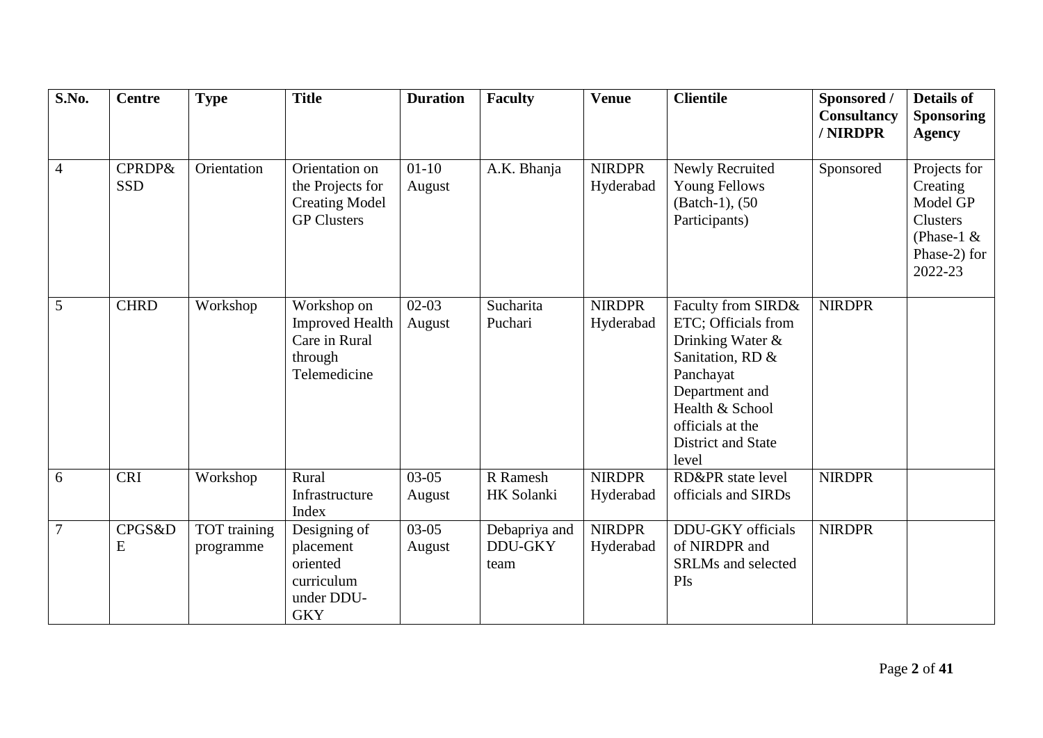| S.No. | Centre | Type | Title | Duration | Faculty | Venue | Clientile | Sponsored / Consultancy / NIRDPR | Details of Sponsoring Agency |
|---|---|---|---|---|---|---|---|---|---|
| 4 | CPRDP& SSD | Orientation | Orientation on the Projects for Creating Model GP Clusters | 01-10 August | A.K. Bhanja | NIRDPR Hyderabad | Newly Recruited Young Fellows (Batch-1), (50 Participants) | Sponsored | Projects for Creating Model GP Clusters (Phase-1 & Phase-2) for 2022-23 |
| 5 | CHRD | Workshop | Workshop on Improved Health Care in Rural through Telemedicine | 02-03 August | Sucharita Puchari | NIRDPR Hyderabad | Faculty from SIRD& ETC; Officials from Drinking Water & Sanitation, RD & Panchayat Department and Health & School officials at the District and State level | NIRDPR | |
| 6 | CRI | Workshop | Rural Infrastructure Index | 03-05 August | R Ramesh HK Solanki | NIRDPR Hyderabad | RD&PR state level officials and SIRDs | NIRDPR | |
| 7 | CPGS&DE | TOT training programme | Designing of placement oriented curriculum under DDU-GKY | 03-05 August | Debapriya and DDU-GKY team | NIRDPR Hyderabad | DDU-GKY officials of NIRDPR and SRLMs and selected PIs | NIRDPR | |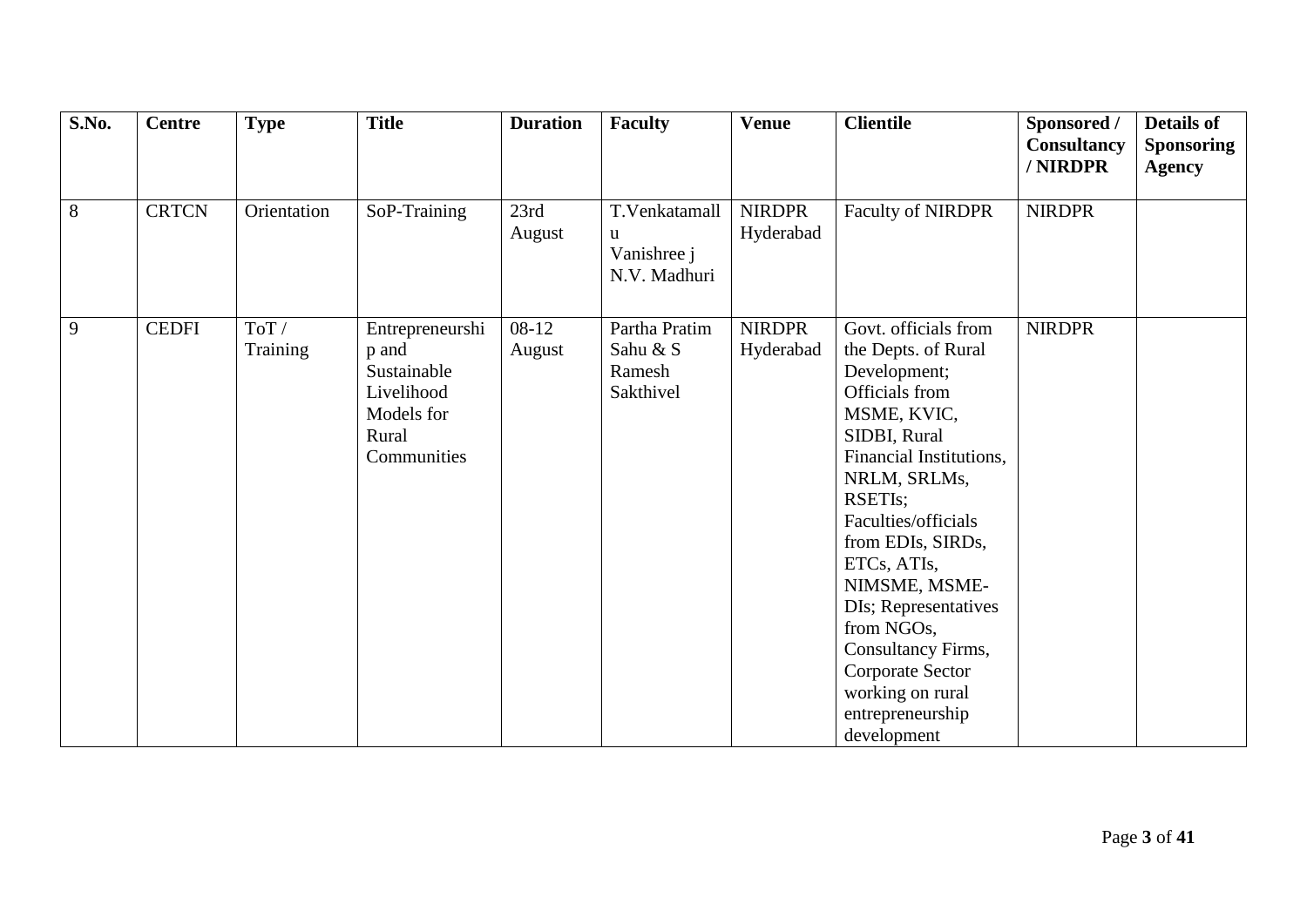| S.No. | Centre | Type | Title | Duration | Faculty | Venue | Clientile | Sponsored / Consultancy / NIRDPR | Details of Sponsoring Agency |
|---|---|---|---|---|---|---|---|---|---|
| 8 | CRTCN | Orientation | SoP-Training | 23rd August | T.Venkatamallu Vanishree j N.V. Madhuri | NIRDPR Hyderabad | Faculty of NIRDPR | NIRDPR | |
| 9 | CEDFI | ToT / Training | Entrepreneurship and Sustainable Livelihood Models for Rural Communities | 08-12 August | Partha Pratim Sahu & S Ramesh Sakthivel | NIRDPR Hyderabad | Govt. officials from the Depts. of Rural Development; Officials from MSME, KVIC, SIDBI, Rural Financial Institutions, NRLM, SRLMs, RSETIs; Faculties/officials from EDIs, SIRDs, ETCs, ATIs, NIMSME, MSME-DIs; Representatives from NGOs, Consultancy Firms, Corporate Sector working on rural entrepreneurship development | NIRDPR | |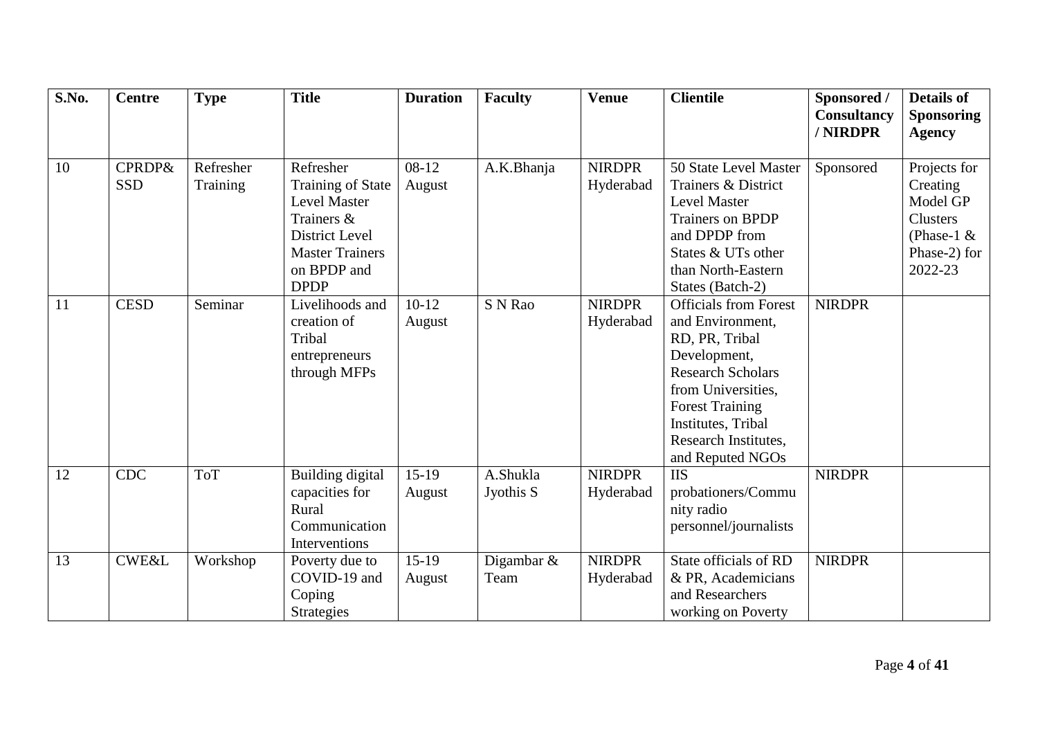| S.No. | Centre | Type | Title | Duration | Faculty | Venue | Clientile | Sponsored / Consultancy / NIRDPR | Details of Sponsoring Agency |
|---|---|---|---|---|---|---|---|---|---|
| 10 | CPRDP& SSD | Refresher Training | Refresher Training of State Level Master Trainers & District Level Master Trainers on BPDP and DPDP | 08-12 August | A.K.Bhanja | NIRDPR Hyderabad | 50 State Level Master Trainers & District Level Master Trainers on BPDP and DPDP from States & UTs other than North-Eastern States (Batch-2) | Sponsored | Projects for Creating Model GP Clusters (Phase-1 & Phase-2) for 2022-23 |
| 11 | CESD | Seminar | Livelihoods and creation of Tribal entrepreneurs through MFPs | 10-12 August | S N Rao | NIRDPR Hyderabad | Officials from Forest and Environment, RD, PR, Tribal Development, Research Scholars from Universities, Forest Training Institutes, Tribal Research Institutes, and Reputed NGOs | NIRDPR | |
| 12 | CDC | ToT | Building digital capacities for Rural Communication Interventions | 15-19 August | A.Shukla Jyothis S | NIRDPR Hyderabad | IIS probationers/Community radio personnel/journalists | NIRDPR | |
| 13 | CWE&L | Workshop | Poverty due to COVID-19 and Coping Strategies | 15-19 August | Digambar & Team | NIRDPR Hyderabad | State officials of RD & PR, Academicians and Researchers working on Poverty | NIRDPR | |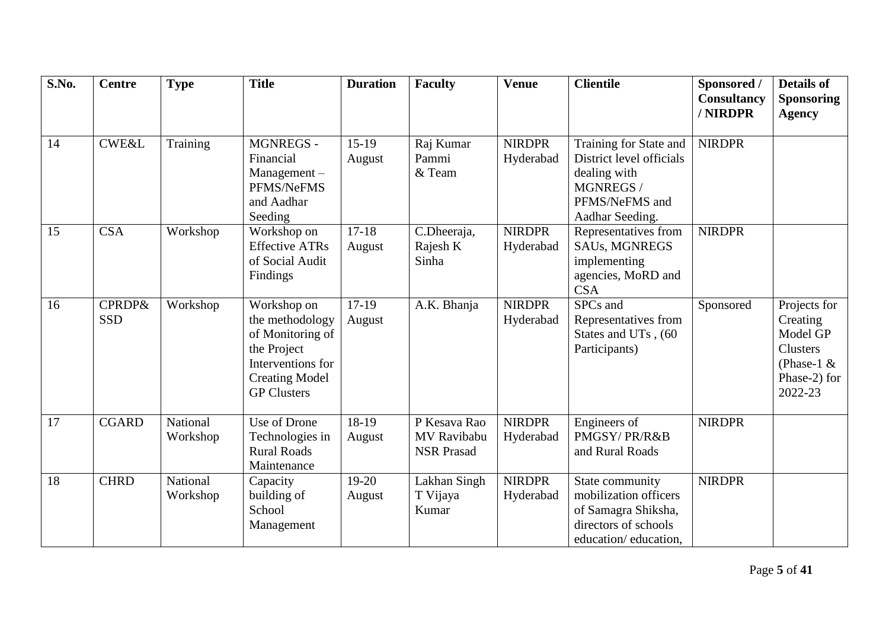| S.No. | Centre | Type | Title | Duration | Faculty | Venue | Clientile | Sponsored / Consultancy / NIRDPR | Details of Sponsoring Agency |
|---|---|---|---|---|---|---|---|---|---|
| 14 | CWE&L | Training | MGNREGS - Financial Management – PFMS/NeFMS and Aadhar Seeding | 15-19 August | Raj Kumar Pammi & Team | NIRDPR Hyderabad | Training for State and District level officials dealing with MGNREGS / PFMS/NeFMS and Aadhar Seeding. | NIRDPR | |
| 15 | CSA | Workshop | Workshop on Effective ATRs of Social Audit Findings | 17-18 August | C.Dheeraja, Rajesh K Sinha | NIRDPR Hyderabad | Representatives from SAUs, MGNREGS implementing agencies, MoRD and CSA | NIRDPR | |
| 16 | CPRDP& SSD | Workshop | Workshop on the methodology of Monitoring of the Project Interventions for Creating Model GP Clusters | 17-19 August | A.K. Bhanja | NIRDPR Hyderabad | SPCs and Representatives from States and UTs , (60 Participants) | Sponsored | Projects for Creating Model GP Clusters (Phase-1 & Phase-2) for 2022-23 |
| 17 | CGARD | National Workshop | Use of Drone Technologies in Rural Roads Maintenance | 18-19 August | P Kesava Rao MV Ravibabu NSR Prasad | NIRDPR Hyderabad | Engineers of PMGSY/ PR/R&B and Rural Roads | NIRDPR | |
| 18 | CHRD | National Workshop | Capacity building of School Management | 19-20 August | Lakhan Singh T Vijaya Kumar | NIRDPR Hyderabad | State community mobilization officers of Samagra Shiksha, directors of schools education/ education, | NIRDPR | |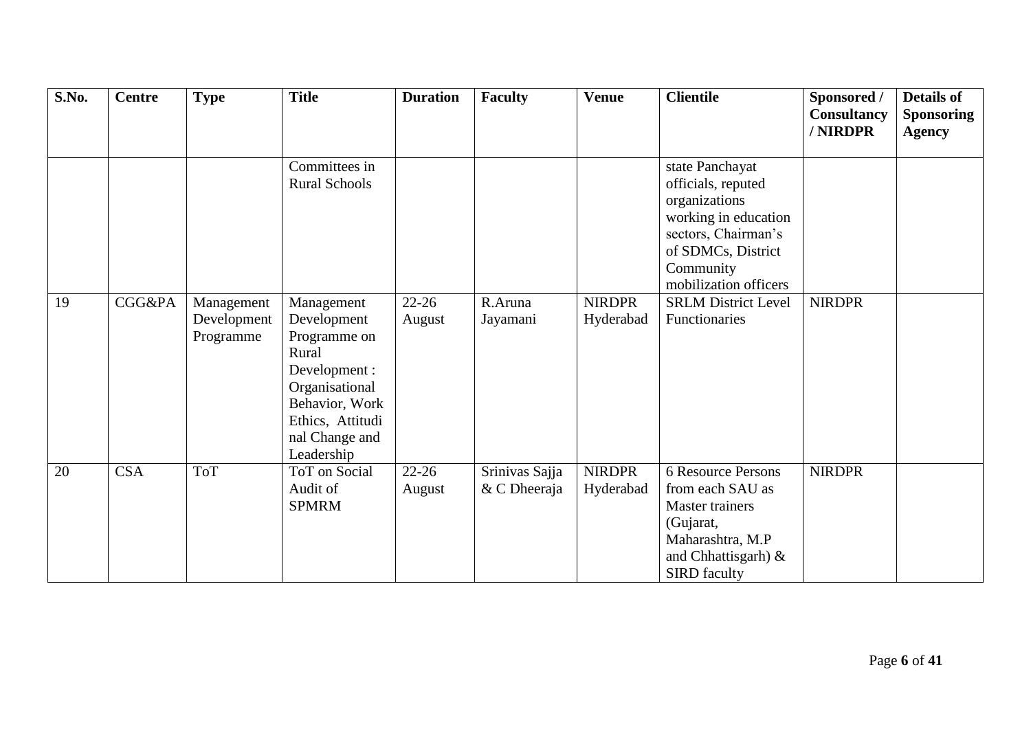| S.No. | Centre | Type | Title | Duration | Faculty | Venue | Clientile | Sponsored / Consultancy / NIRDPR | Details of Sponsoring Agency |
|---|---|---|---|---|---|---|---|---|---|
| | | | Committees in Rural Schools | | | | state Panchayat officials, reputed organizations working in education sectors, Chairman's of SDMCs, District Community mobilization officers | | |
| 19 | CGG&PA | Management Development Programme | Management Development Programme on Rural Development : Organisational Behavior, Work Ethics, Attitudinal Change and Leadership | 22-26 August | R.Aruna Jayamani | NIRDPR Hyderabad | SRLM District Level Functionaries | NIRDPR | |
| 20 | CSA | ToT | ToT on Social Audit of SPMRM | 22-26 August | Srinivas Sajja & C Dheeraja | NIRDPR Hyderabad | 6 Resource Persons from each SAU as Master trainers (Gujarat, Maharashtra, M.P and Chhattisgarh) & SIRD faculty | NIRDPR | |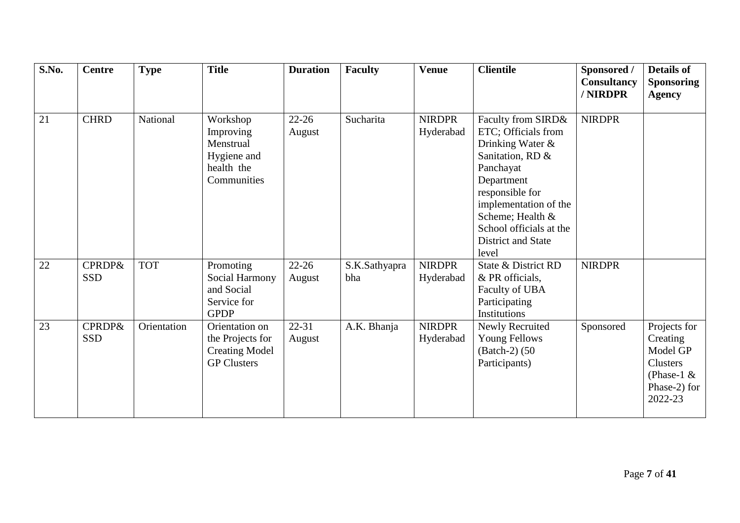| S.No. | Centre | Type | Title | Duration | Faculty | Venue | Clientile | Sponsored / Consultancy / NIRDPR | Details of Sponsoring Agency |
|---|---|---|---|---|---|---|---|---|---|
| 21 | CHRD | National | Workshop Improving Menstrual Hygiene and health the Communities | 22-26 August | Sucharita | NIRDPR Hyderabad | Faculty from SIRD& ETC; Officials from Drinking Water & Sanitation, RD & Panchayat Department responsible for implementation of the Scheme; Health & School officials at the District and State level | NIRDPR | |
| 22 | CPRDP& SSD | TOT | Promoting Social Harmony and Social Service for GPDP | 22-26 August | S.K.Sathyaprabha | NIRDPR Hyderabad | State & District RD & PR officials, Faculty of UBA Participating Institutions | NIRDPR | |
| 23 | CPRDP& SSD | Orientation | Orientation on the Projects for Creating Model GP Clusters | 22-31 August | A.K. Bhanja | NIRDPR Hyderabad | Newly Recruited Young Fellows (Batch-2) (50 Participants) | Sponsored | Projects for Creating Model GP Clusters (Phase-1 & Phase-2) for 2022-23 |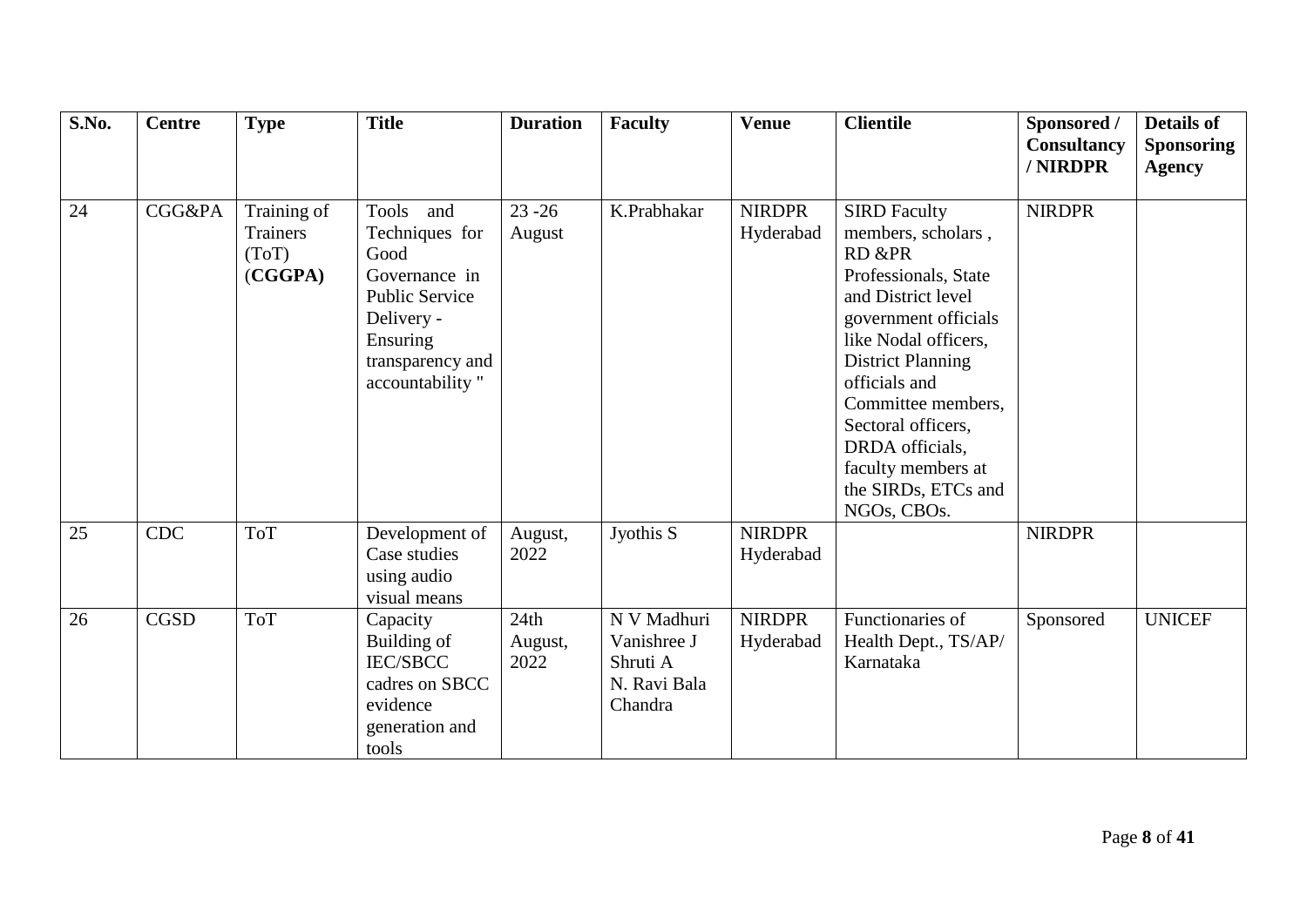| S.No. | Centre | Type | Title | Duration | Faculty | Venue | Clientile | Sponsored / Consultancy / NIRDPR | Details of Sponsoring Agency |
|---|---|---|---|---|---|---|---|---|---|
| 24 | CGG&PA | Training of Trainers (ToT) (**CGGPA)** | Tools and Techniques for Good Governance in Public Service Delivery - Ensuring transparency and accountability " | 23 -26 August | K.Prabhakar | NIRDPR Hyderabad | SIRD Faculty members, scholars , RD &PR Professionals, State and District level government officials like Nodal officers, District Planning officials and Committee members, Sectoral officers, DRDA officials, faculty members at the SIRDs, ETCs and NGOs, CBOs. | NIRDPR | |
| 25 | CDC | ToT | Development of Case studies using audio visual means | August, 2022 | Jyothis S | NIRDPR Hyderabad | | NIRDPR | |
| 26 | CGSD | ToT | Capacity Building of IEC/SBCC cadres on SBCC evidence generation and tools | 24th August, 2022 | N V Madhuri Vanishree J Shruti A N. Ravi Bala Chandra | NIRDPR Hyderabad | Functionaries of Health Dept., TS/AP/ Karnataka | Sponsored | UNICEF |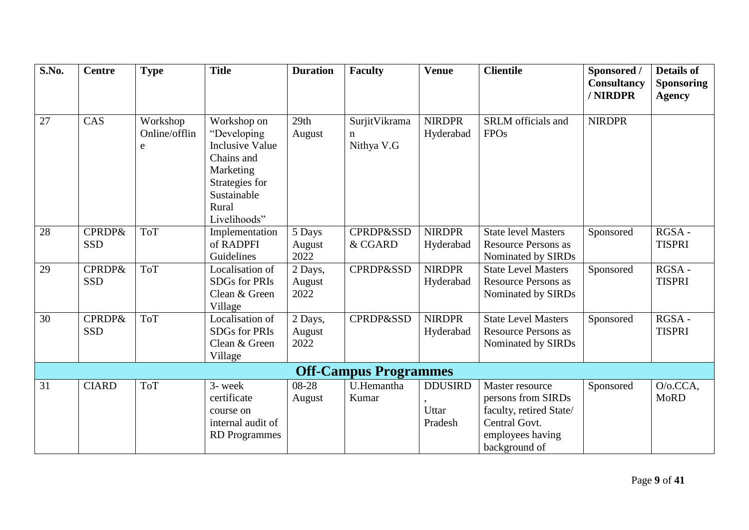| S.No. | Centre | Type | Title | Duration | Faculty | Venue | Clientile | Sponsored / Consultancy / NIRDPR | Details of Sponsoring Agency |
|---|---|---|---|---|---|---|---|---|---|
| 27 | CAS | Workshop Online/offline | Workshop on "Developing Inclusive Value Chains and Marketing Strategies for Sustainable Rural Livelihoods" | 29th August | SurjitVikraman Nithya V.G | NIRDPR Hyderabad | SRLM officials and FPOs | NIRDPR | |
| 28 | CPRDP& SSD | ToT | Implementation of RADPFI Guidelines | 5 Days August 2022 | CPRDP&SSD & CGARD | NIRDPR Hyderabad | State level Masters Resource Persons as Nominated by SIRDs | Sponsored | RGSA - TISPRI |
| 29 | CPRDP& SSD | ToT | Localisation of SDGs for PRIs Clean & Green Village | 2 Days, August 2022 | CPRDP&SSD | NIRDPR Hyderabad | State Level Masters Resource Persons as Nominated by SIRDs | Sponsored | RGSA - TISPRI |
| 30 | CPRDP& SSD | ToT | Localisation of SDGs for PRIs Clean & Green Village | 2 Days, August 2022 | CPRDP&SSD | NIRDPR Hyderabad | State Level Masters Resource Persons as Nominated by SIRDs | Sponsored | RGSA - TISPRI |
| **Off-Campus Programmes** | | | | | | | | | |
| 31 | CIARD | ToT | 3- week certificate course on internal audit of RD Programmes | 08-28 August | U.Hemantha Kumar | DDUSIRD, Uttar Pradesh | Master resource persons from SIRDs faculty, retired State/ Central Govt. employees having background of | Sponsored | O/o.CCA, MoRD |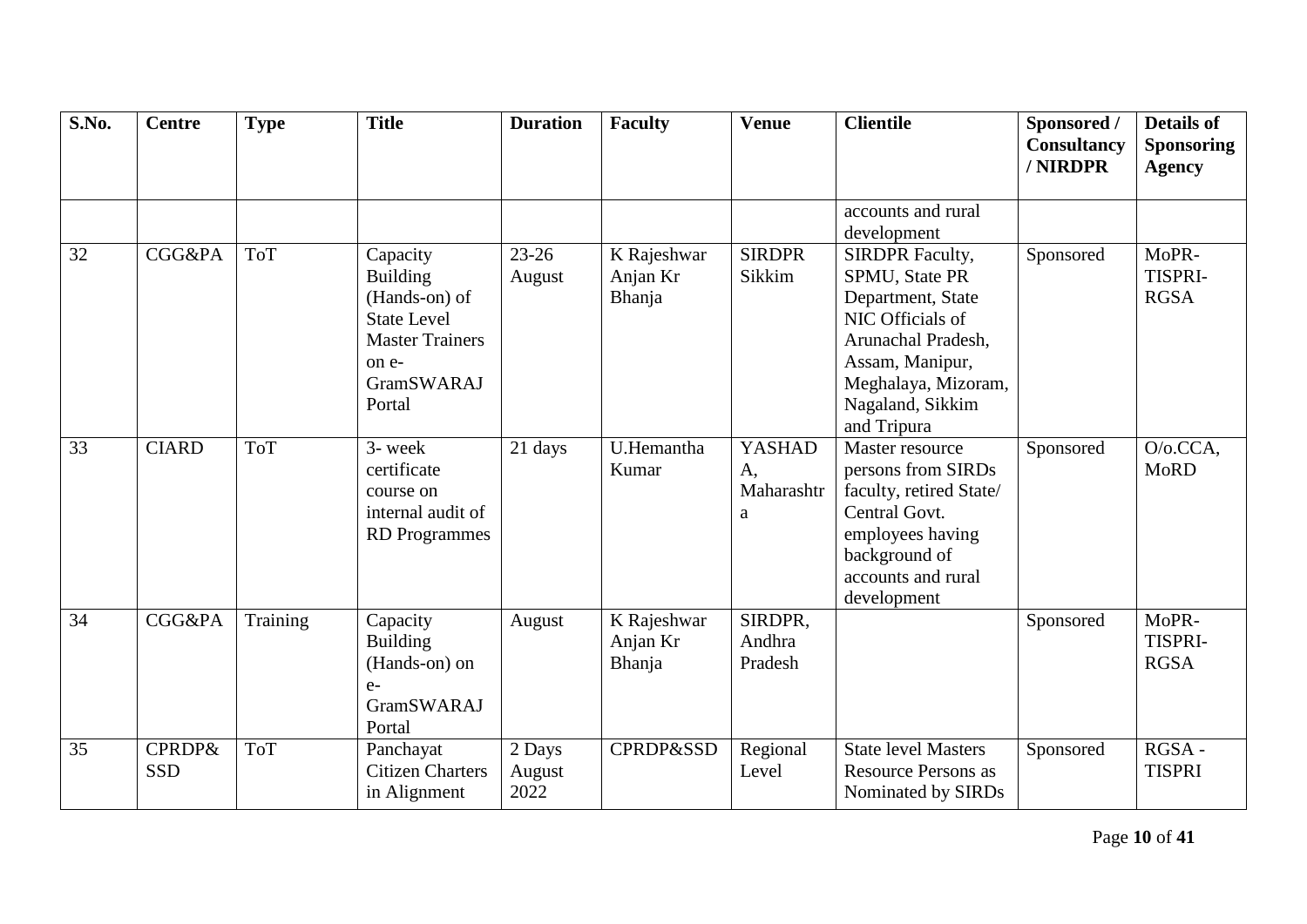| S.No. | Centre | Type | Title | Duration | Faculty | Venue | Clientile | Sponsored / Consultancy / NIRDPR | Details of Sponsoring Agency |
|---|---|---|---|---|---|---|---|---|---|
| | | | | | | | accounts and rural development | | |
| 32 | CGG&PA | ToT | Capacity Building (Hands-on) of State Level Master Trainers on e-GramSWARAJ Portal | 23-26 August | K Rajeshwar Anjan Kr Bhanja | SIRDPR Sikkim | SIRDPR Faculty, SPMU, State PR Department, State NIC Officials of Arunachal Pradesh, Assam, Manipur, Meghalaya, Mizoram, Nagaland, Sikkim and Tripura | Sponsored | MoPR-TISPRI-RGSA |
| 33 | CIARD | ToT | 3- week certificate course on internal audit of RD Programmes | 21 days | U.Hemantha Kumar | YASHADA, Maharashtra | Master resource persons from SIRDs faculty, retired State/ Central Govt. employees having background of accounts and rural development | Sponsored | O/o.CCA, MoRD |
| 34 | CGG&PA | Training | Capacity Building (Hands-on) on e-GramSWARAJ Portal | August | K Rajeshwar Anjan Kr Bhanja | SIRDPR, Andhra Pradesh | | Sponsored | MoPR-TISPRI-RGSA |
| 35 | CPRDP&SSD | ToT | Panchayat Citizen Charters in Alignment | 2 Days August 2022 | CPRDP&SSD | Regional Level | State level Masters Resource Persons as Nominated by SIRDs | Sponsored | RGSA - TISPRI |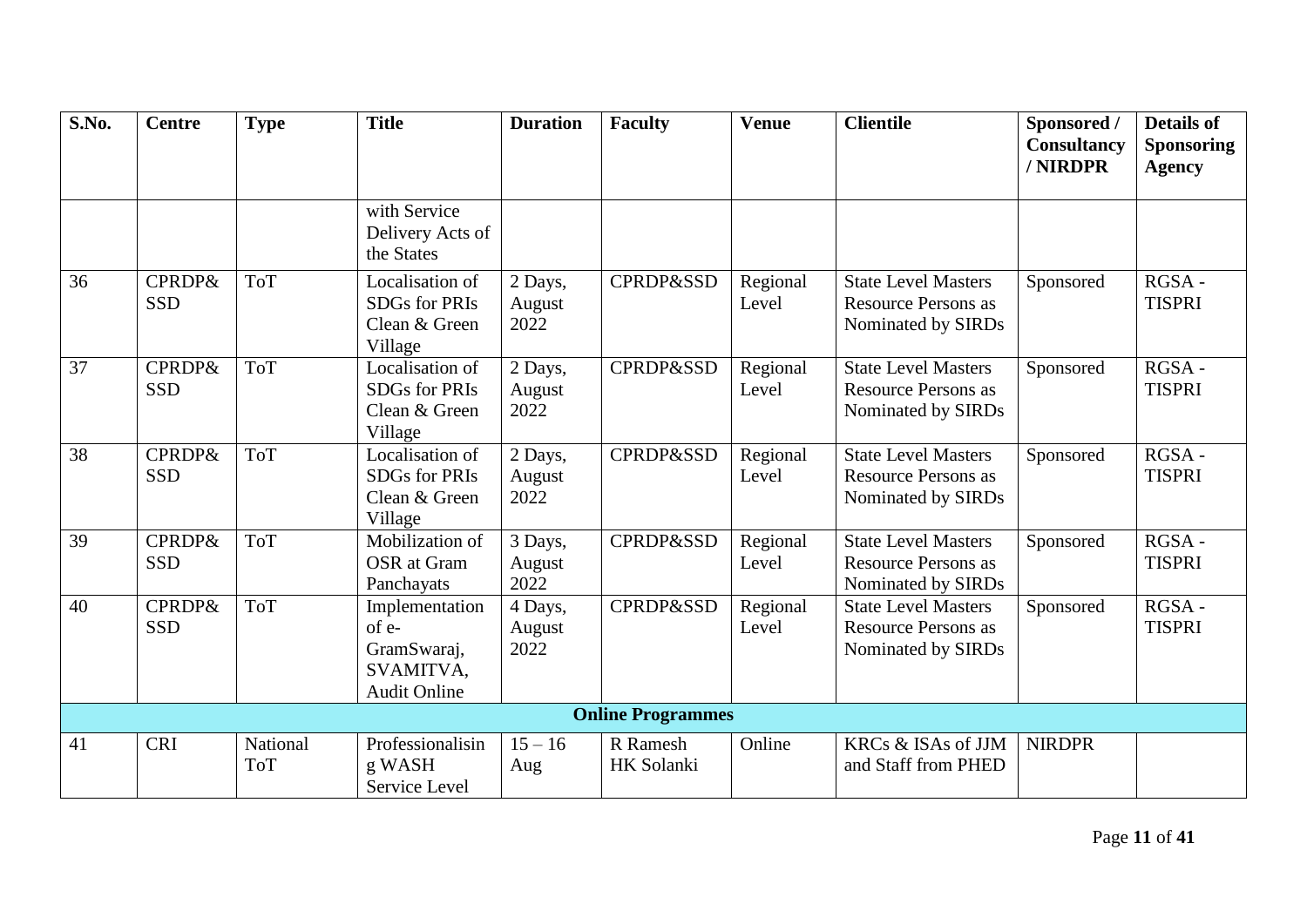| S.No. | Centre | Type | Title | Duration | Faculty | Venue | Clientile | Sponsored / Consultancy / NIRDPR | Details of Sponsoring Agency |
|---|---|---|---|---|---|---|---|---|---|
| | | | with Service Delivery Acts of the States | | | | | | |
| 36 | CPRDP& SSD | ToT | Localisation of SDGs for PRIs Clean & Green Village | 2 Days, August 2022 | CPRDP&SSD | Regional Level | State Level Masters Resource Persons as Nominated by SIRDs | Sponsored | RGSA - TISPRI |
| 37 | CPRDP& SSD | ToT | Localisation of SDGs for PRIs Clean & Green Village | 2 Days, August 2022 | CPRDP&SSD | Regional Level | State Level Masters Resource Persons as Nominated by SIRDs | Sponsored | RGSA - TISPRI |
| 38 | CPRDP& SSD | ToT | Localisation of SDGs for PRIs Clean & Green Village | 2 Days, August 2022 | CPRDP&SSD | Regional Level | State Level Masters Resource Persons as Nominated by SIRDs | Sponsored | RGSA - TISPRI |
| 39 | CPRDP& SSD | ToT | Mobilization of OSR at Gram Panchayats | 3 Days, August 2022 | CPRDP&SSD | Regional Level | State Level Masters Resource Persons as Nominated by SIRDs | Sponsored | RGSA - TISPRI |
| 40 | CPRDP& SSD | ToT | Implementation of e-GramSwaraj, SVAMITVA, Audit Online | 4 Days, August 2022 | CPRDP&SSD | Regional Level | State Level Masters Resource Persons as Nominated by SIRDs | Sponsored | RGSA - TISPRI |
| **Online Programmes** | | | | | | | | | |
| 41 | CRI | National ToT | Professionalising WASH Service Level | 15 – 16 Aug | R Ramesh HK Solanki | Online | KRCs & ISAs of JJM and Staff from PHED | NIRDPR | |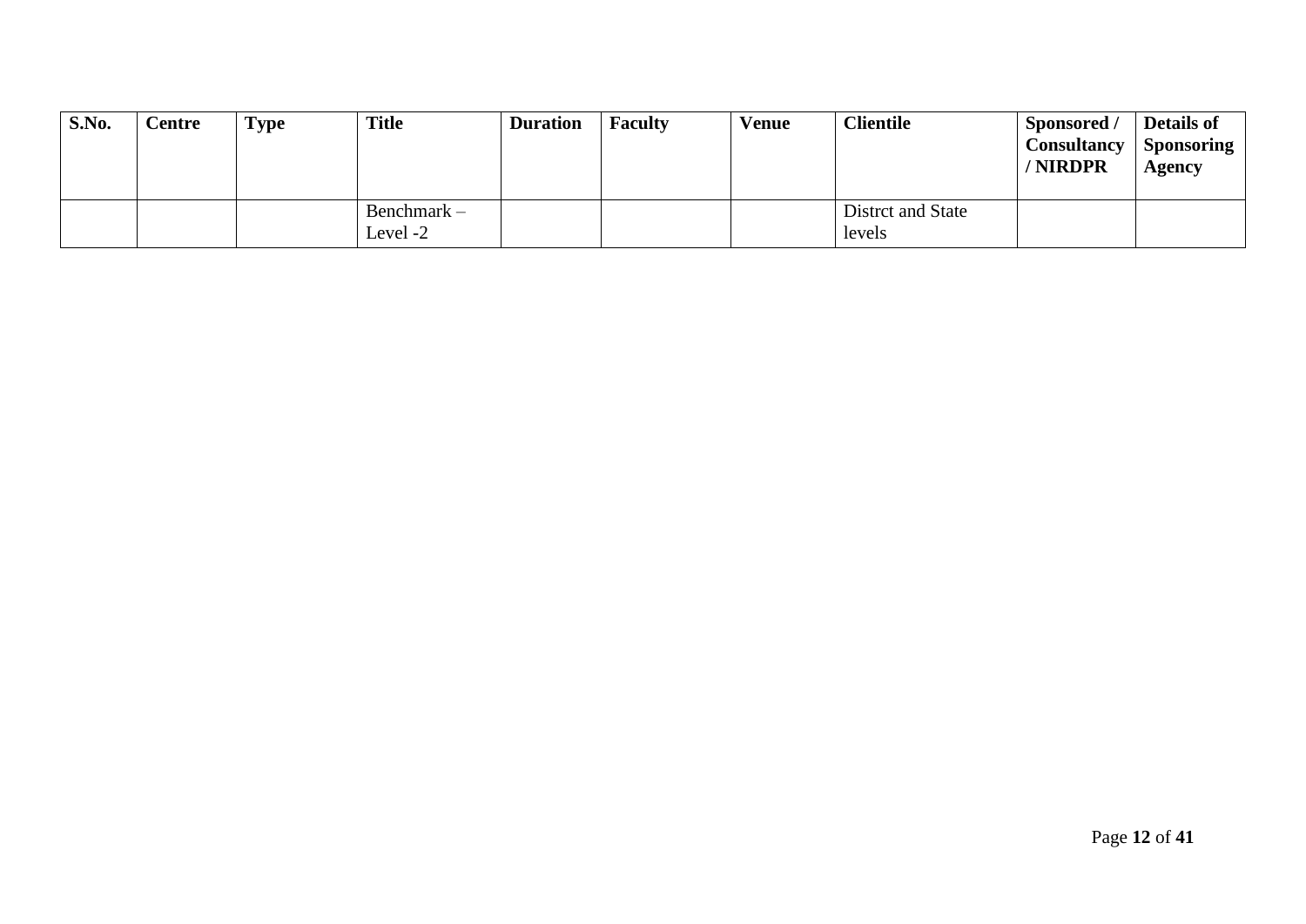| S.No. | Centre | Type | Title | Duration | Faculty | Venue | Clientile | Sponsored / Consultancy / NIRDPR | Details of Sponsoring Agency |
|---|---|---|---|---|---|---|---|---|---|
| | | | Benchmark – Level -2 | | | | Distrct and State levels | | |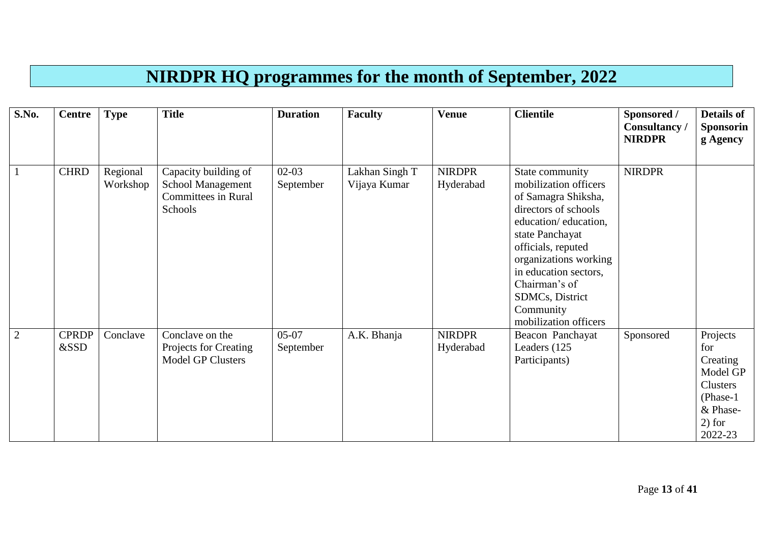# NIRDPR HQ programmes for the month of September, 2022

| S.No. | Centre | Type | Title | Duration | Faculty | Venue | Clientile | Sponsored / Consultancy / NIRDPR | Details of Sponsoring Agency |
|---|---|---|---|---|---|---|---|---|---|
| 1 | CHRD | Regional Workshop | Capacity building of School Management Committees in Rural Schools | 02-03 September | Lakhan Singh T Vijaya Kumar | NIRDPR Hyderabad | State community mobilization officers of Samagra Shiksha, directors of schools education/ education, state Panchayat officials, reputed organizations working in education sectors, Chairman's of SDMCs, District Community mobilization officers | NIRDPR | |
| 2 | CPRDP &SSD | Conclave | Conclave on the Projects for Creating Model GP Clusters | 05-07 September | A.K. Bhanja | NIRDPR Hyderabad | Beacon Panchayat Leaders (125 Participants) | Sponsored | Projects for Creating Model GP Clusters (Phase-1 & Phase-2) for 2022-23 |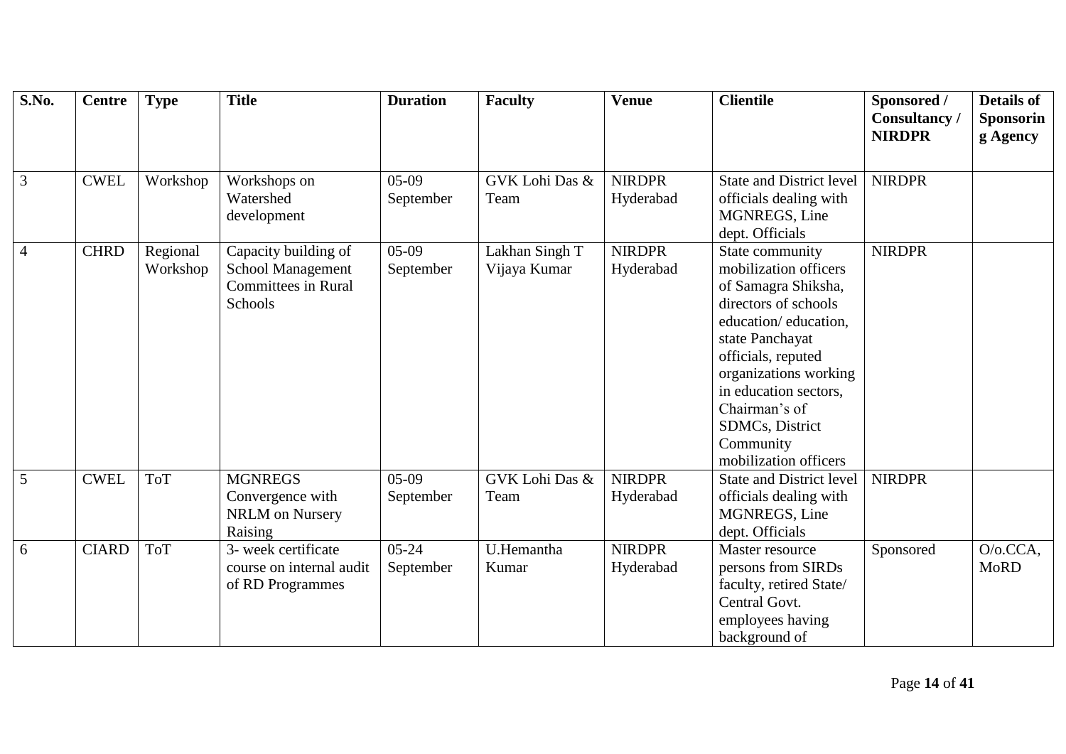| S.No. | Centre | Type | Title | Duration | Faculty | Venue | Clientile | Sponsored / Consultancy / NIRDPR | Details of Sponsoring Agency |
|---|---|---|---|---|---|---|---|---|---|
| 3 | CWEL | Workshop | Workshops on Watershed development | 05-09 September | GVK Lohi Das & Team | NIRDPR Hyderabad | State and District level officials dealing with MGNREGS, Line dept. Officials | NIRDPR | |
| 4 | CHRD | Regional Workshop | Capacity building of School Management Committees in Rural Schools | 05-09 September | Lakhan Singh T Vijaya Kumar | NIRDPR Hyderabad | State community mobilization officers of Samagra Shiksha, directors of schools education/ education, state Panchayat officials, reputed organizations working in education sectors, Chairman's of SDMCs, District Community mobilization officers | NIRDPR | |
| 5 | CWEL | ToT | MGNREGS Convergence with NRLM on Nursery Raising | 05-09 September | GVK Lohi Das & Team | NIRDPR Hyderabad | State and District level officials dealing with MGNREGS, Line dept. Officials | NIRDPR | |
| 6 | CIARD | ToT | 3- week certificate course on internal audit of RD Programmes | 05-24 September | U.Hemantha Kumar | NIRDPR Hyderabad | Master resource persons from SIRDs faculty, retired State/ Central Govt. employees having background of | Sponsored | O/o.CCA, MoRD |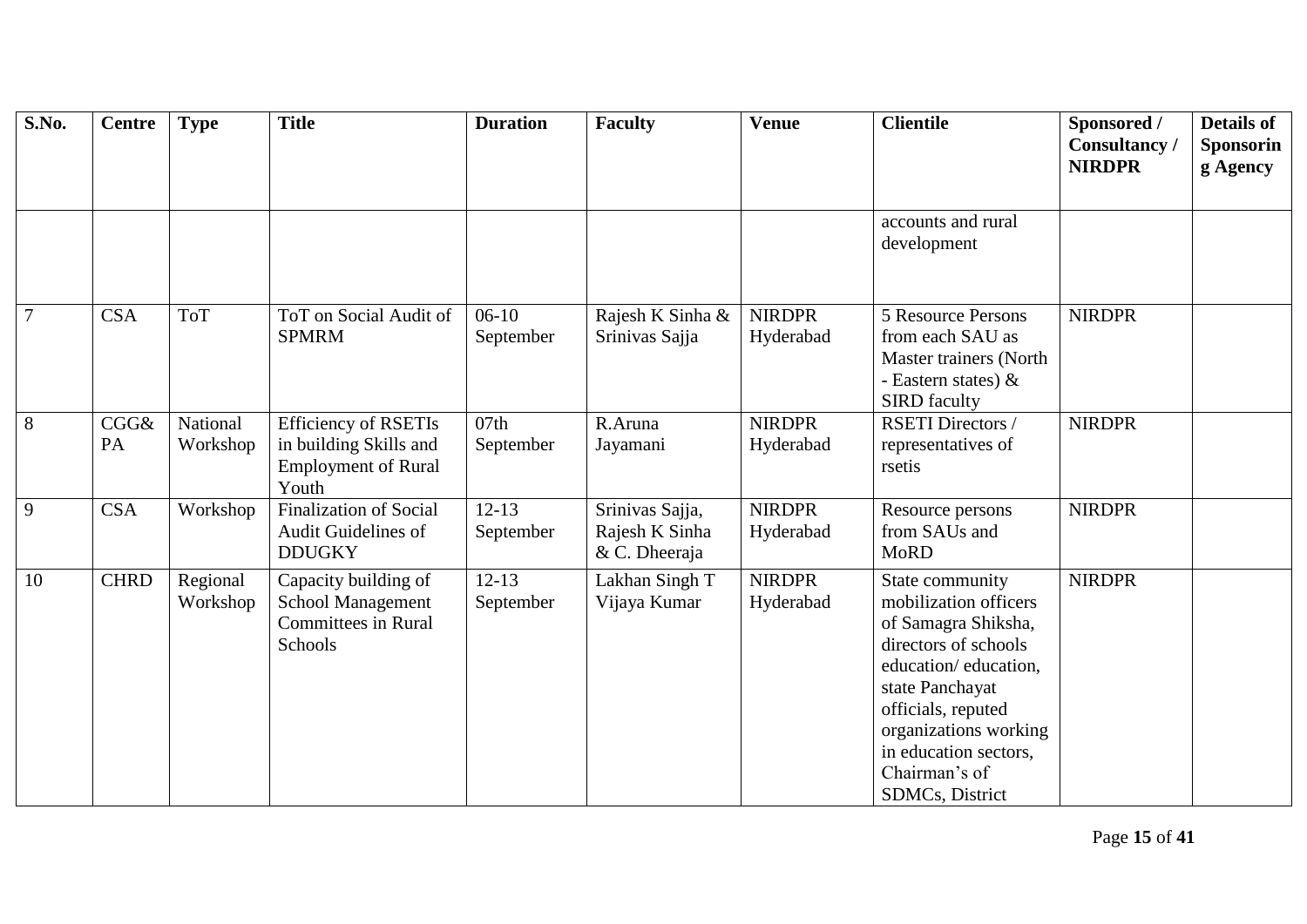| S.No. | Centre | Type | Title | Duration | Faculty | Venue | Clientile | Sponsored / Consultancy / NIRDPR | Details of Sponsoring Agency |
|---|---|---|---|---|---|---|---|---|---|
| | | | | | | | accounts and rural development | | |
| 7 | CSA | ToT | ToT on Social Audit of SPMRM | 06-10 September | Rajesh K Sinha & Srinivas Sajja | NIRDPR Hyderabad | 5 Resource Persons from each SAU as Master trainers (North - Eastern states) & SIRD faculty | NIRDPR | |
| 8 | CGG& PA | National Workshop | Efficiency of RSETIs in building Skills and Employment of Rural Youth | 07th September | R.Aruna Jayamani | NIRDPR Hyderabad | RSETI Directors / representatives of rsetis | NIRDPR | |
| 9 | CSA | Workshop | Finalization of Social Audit Guidelines of DDUGKY | 12-13 September | Srinivas Sajja, Rajesh K Sinha & C. Dheeraja | NIRDPR Hyderabad | Resource persons from SAUs and MoRD | NIRDPR | |
| 10 | CHRD | Regional Workshop | Capacity building of School Management Committees in Rural Schools | 12-13 September | Lakhan Singh T Vijaya Kumar | NIRDPR Hyderabad | State community mobilization officers of Samagra Shiksha, directors of schools education/ education, state Panchayat officials, reputed organizations working in education sectors, Chairman's of SDMCs, District | NIRDPR | |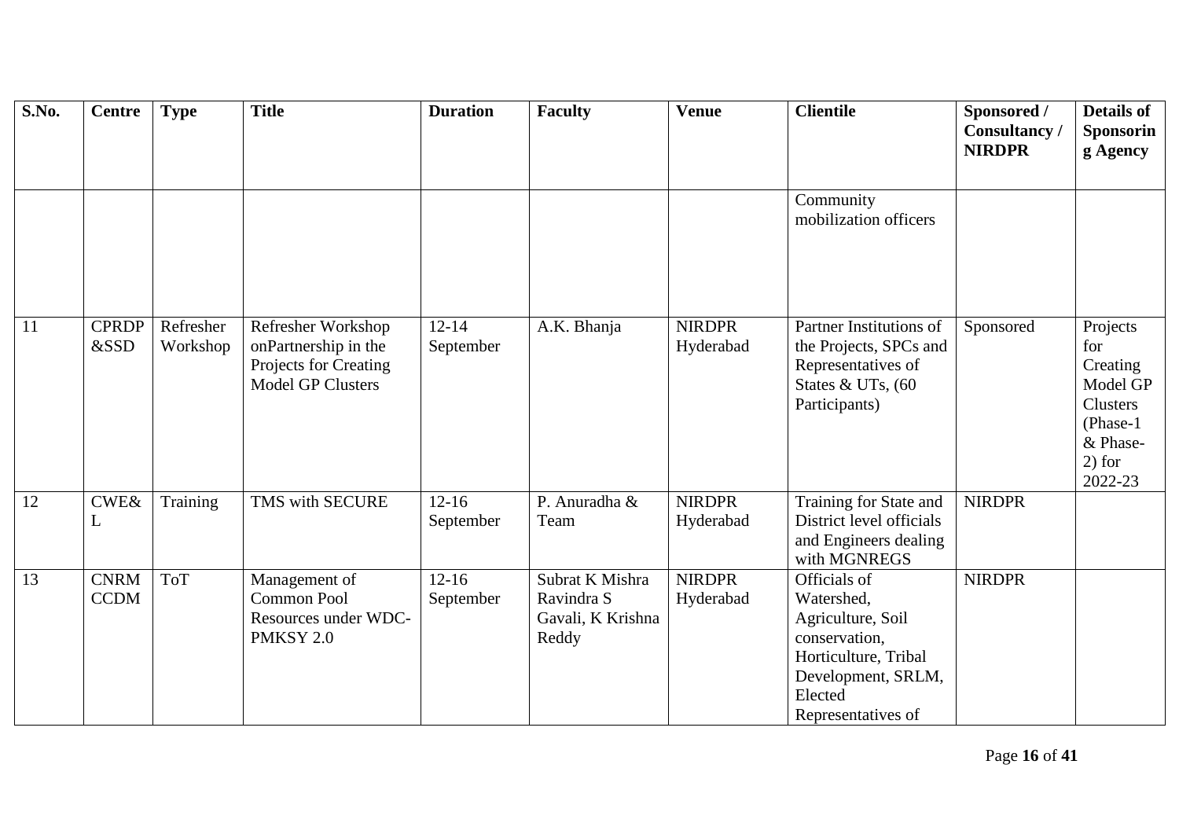| S.No. | Centre | Type | Title | Duration | Faculty | Venue | Clientile | Sponsored / Consultancy / NIRDPR | Details of Sponsoring Agency |
|---|---|---|---|---|---|---|---|---|---|
| | | | | | | | Community mobilization officers | | |
| 11 | CPRDP &SSD | Refresher Workshop | Refresher Workshop onPartnership in the Projects for Creating Model GP Clusters | 12-14 September | A.K. Bhanja | NIRDPR Hyderabad | Partner Institutions of the Projects, SPCs and Representatives of States & UTs, (60 Participants) | Sponsored | Projects for Creating Model GP Clusters (Phase-1 & Phase-2) for 2022-23 |
| 12 | CWE&L | Training | TMS with SECURE | 12-16 September | P. Anuradha & Team | NIRDPR Hyderabad | Training for State and District level officials and Engineers dealing with MGNREGS | NIRDPR | |
| 13 | CNRM CCDM | ToT | Management of Common Pool Resources under WDC-PMKSY 2.0 | 12-16 September | Subrat K Mishra Ravindra S Gavali, K Krishna Reddy | NIRDPR Hyderabad | Officials of Watershed, Agriculture, Soil conservation, Horticulture, Tribal Development, SRLM, Elected Representatives of | NIRDPR | |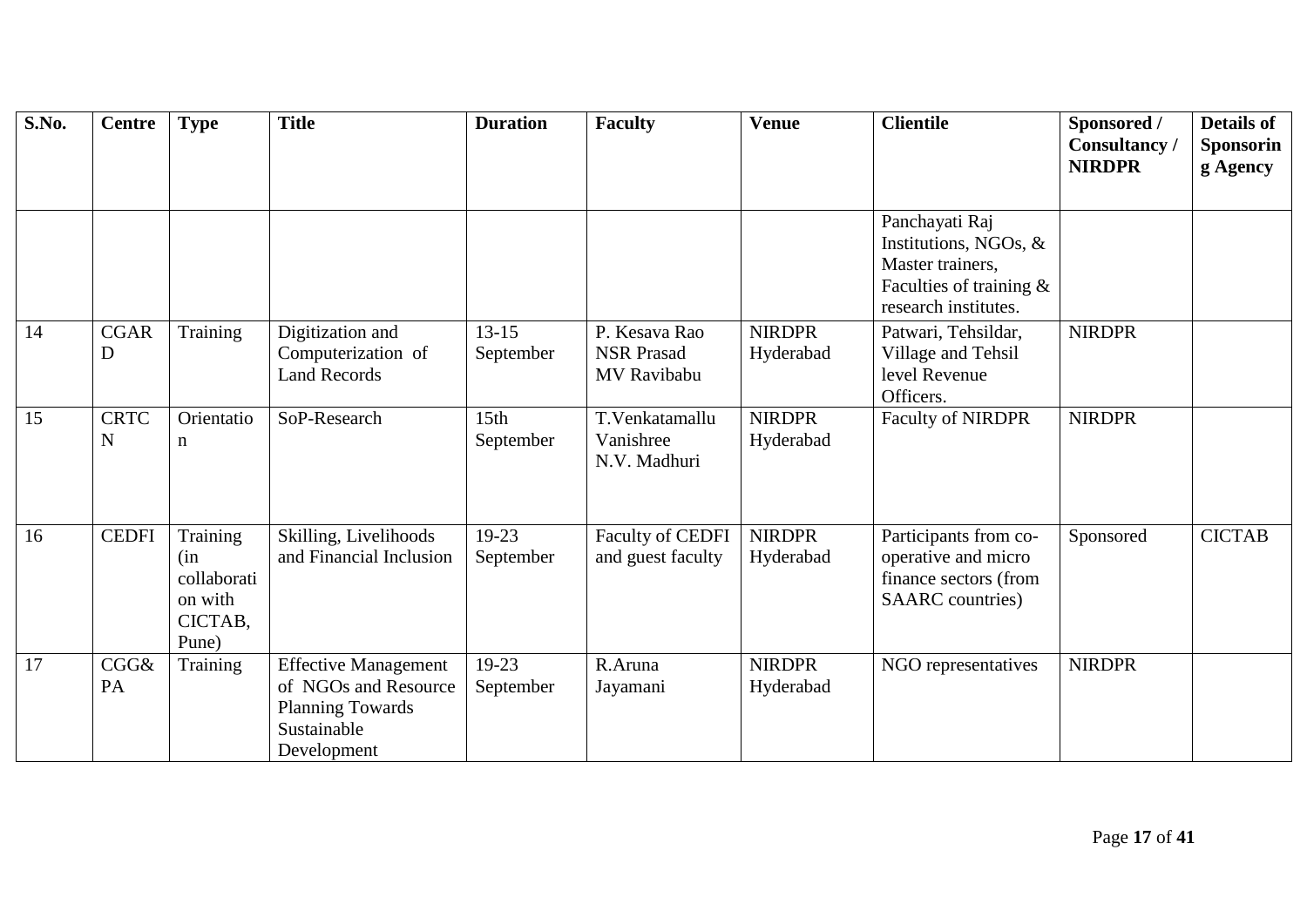| S.No. | Centre | Type | Title | Duration | Faculty | Venue | Clientile | Sponsored / Consultancy / NIRDPR | Details of Sponsoring Agency |
|---|---|---|---|---|---|---|---|---|---|
| | | | | | | | Panchayati Raj Institutions, NGOs, & Master trainers, Faculties of training & research institutes. | | |
| 14 | CGARD | Training | Digitization and Computerization of Land Records | 13-15 September | P. Kesava Rao NSR Prasad MV Ravibabu | NIRDPR Hyderabad | Patwari, Tehsildar, Village and Tehsil level Revenue Officers. | NIRDPR | |
| 15 | CRTCN | Orientation | SoP-Research | 15th September | T.Venkatamallu Vanishree N.V. Madhuri | NIRDPR Hyderabad | Faculty of NIRDPR | NIRDPR | |
| 16 | CEDFI | Training (in collaboration with CICTAB, Pune) | Skilling, Livelihoods and Financial Inclusion | 19-23 September | Faculty of CEDFI and guest faculty | NIRDPR Hyderabad | Participants from co-operative and micro finance sectors (from SAARC countries) | Sponsored | CICTAB |
| 17 | CGG&PA | Training | Effective Management of NGOs and Resource Planning Towards Sustainable Development | 19-23 September | R.Aruna Jayamani | NIRDPR Hyderabad | NGO representatives | NIRDPR | |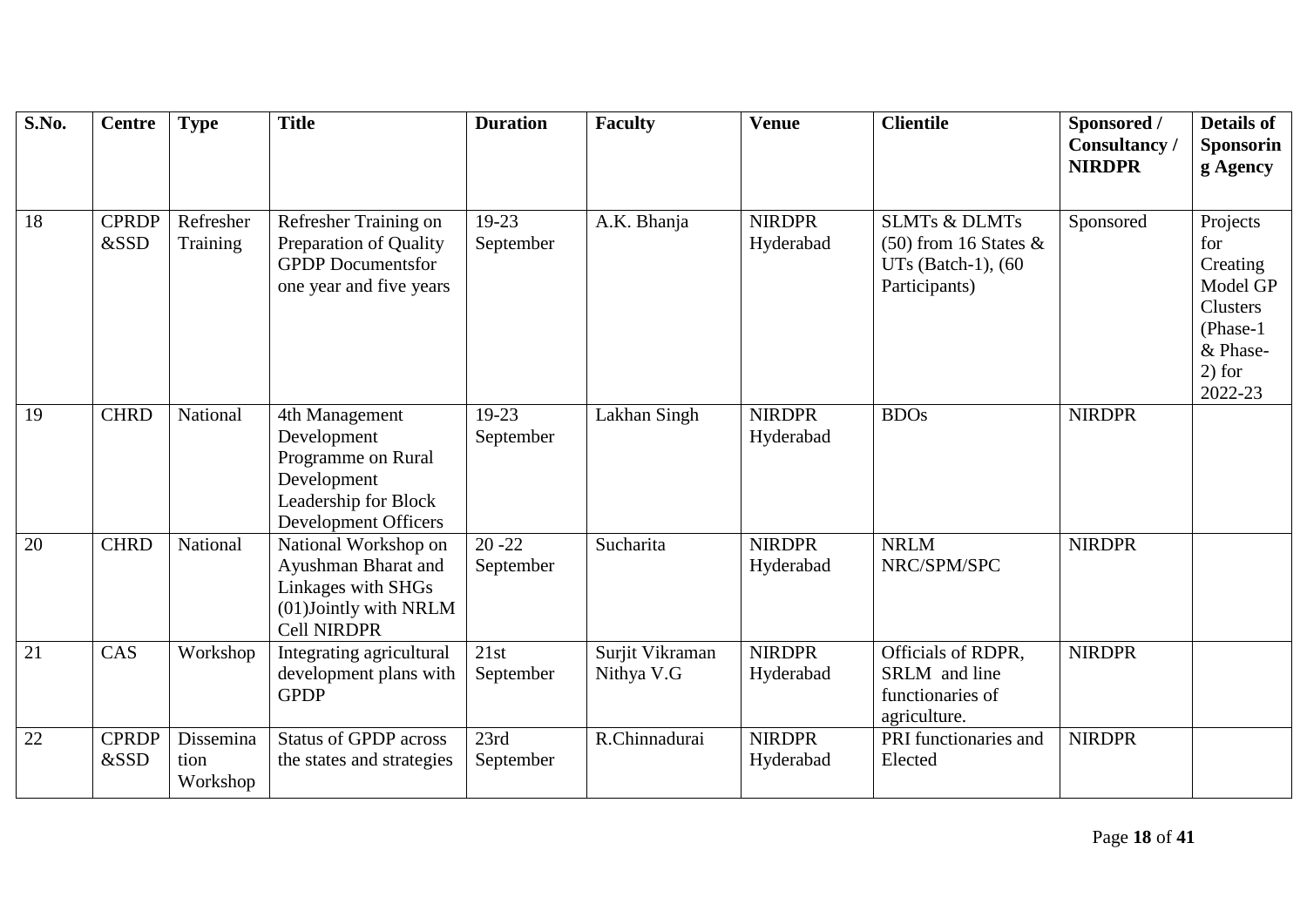| S.No. | Centre | Type | Title | Duration | Faculty | Venue | Clientile | Sponsored / Consultancy / NIRDPR | Details of Sponsoring Agency |
|---|---|---|---|---|---|---|---|---|---|
| 18 | CPRDP &SSD | Refresher Training | Refresher Training on Preparation of Quality GPDP Documentsfor one year and five years | 19-23 September | A.K. Bhanja | NIRDPR Hyderabad | SLMTs & DLMTs (50) from 16 States & UTs (Batch-1), (60 Participants) | Sponsored | Projects for Creating Model GP Clusters (Phase-1 & Phase-2) for 2022-23 |
| 19 | CHRD | National | 4th Management Development Programme on Rural Development Leadership for Block Development Officers | 19-23 September | Lakhan Singh | NIRDPR Hyderabad | BDOs | NIRDPR | |
| 20 | CHRD | National | National Workshop on Ayushman Bharat and Linkages with SHGs (01)Jointly with NRLM Cell NIRDPR | 20 -22 September | Sucharita | NIRDPR Hyderabad | NRLM NRC/SPM/SPC | NIRDPR | |
| 21 | CAS | Workshop | Integrating agricultural development plans with GPDP | 21st September | Surjit Vikraman Nithya V.G | NIRDPR Hyderabad | Officials of RDPR, SRLM and line functionaries of agriculture. | NIRDPR | |
| 22 | CPRDP &SSD | Dissemination Workshop | Status of GPDP across the states and strategies | 23rd September | R.Chinnadurai | NIRDPR Hyderabad | PRI functionaries and Elected | NIRDPR | |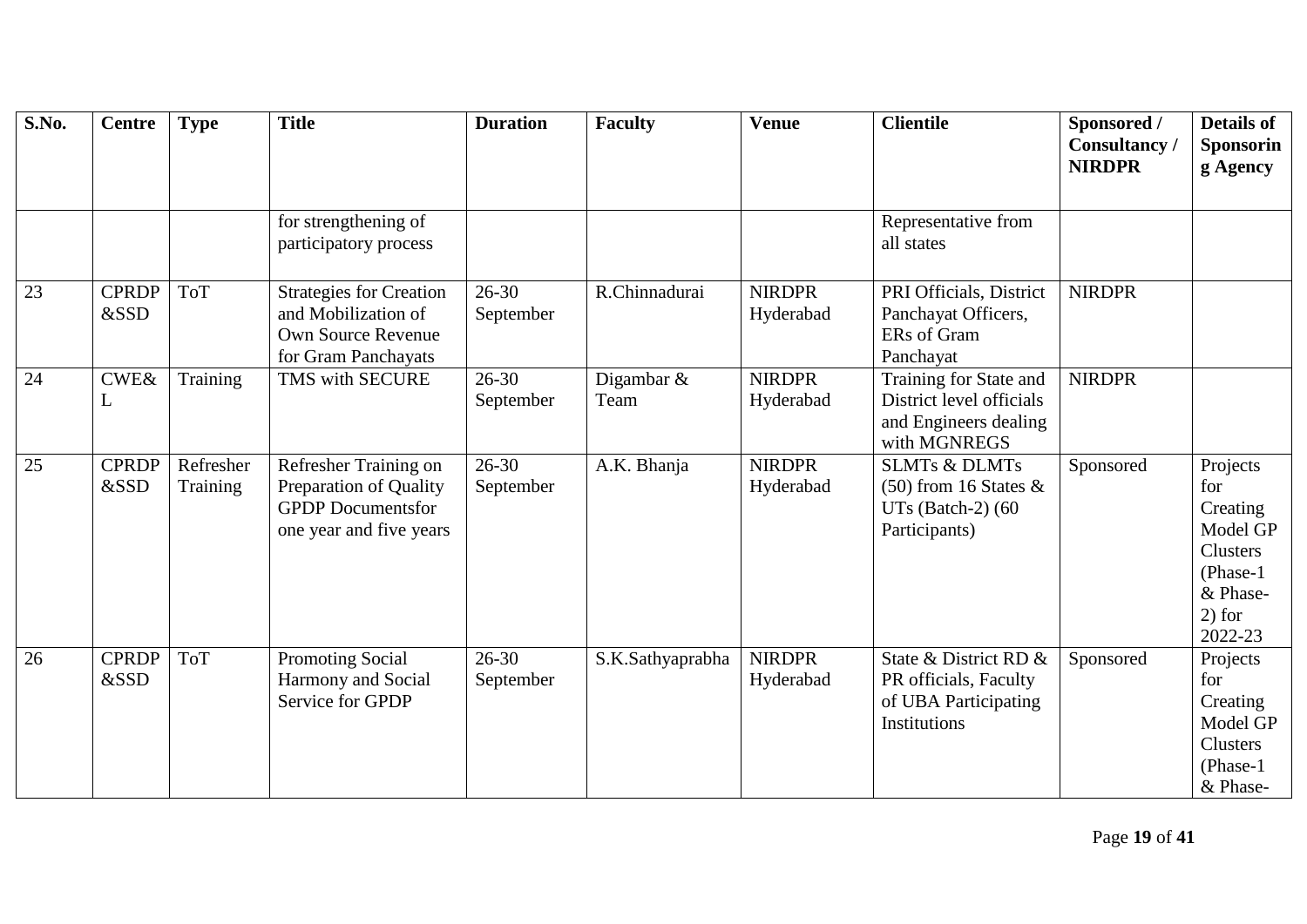| S.No. | Centre | Type | Title | Duration | Faculty | Venue | Clientile | Sponsored / Consultancy / NIRDPR | Details of Sponsoring Agency |
|---|---|---|---|---|---|---|---|---|---|
| | | | for strengthening of participatory process | | | | Representative from all states | | |
| 23 | CPRDP &SSD | ToT | Strategies for Creation and Mobilization of Own Source Revenue for Gram Panchayats | 26-30 September | R.Chinnadurai | NIRDPR Hyderabad | PRI Officials, District Panchayat Officers, ERs of Gram Panchayat | NIRDPR | |
| 24 | CWE& L | Training | TMS with SECURE | 26-30 September | Digambar & Team | NIRDPR Hyderabad | Training for State and District level officials and Engineers dealing with MGNREGS | NIRDPR | |
| 25 | CPRDP &SSD | Refresher Training | Refresher Training on Preparation of Quality GPDP Documentsfor one year and five years | 26-30 September | A.K. Bhanja | NIRDPR Hyderabad | SLMTs & DLMTs (50) from 16 States & UTs (Batch-2) (60 Participants) | Sponsored | Projects for Creating Model GP Clusters (Phase-1 & Phase-2) for 2022-23 |
| 26 | CPRDP &SSD | ToT | Promoting Social Harmony and Social Service for GPDP | 26-30 September | S.K.Sathyaprabha | NIRDPR Hyderabad | State & District RD & PR officials, Faculty of UBA Participating Institutions | Sponsored | Projects for Creating Model GP Clusters (Phase-1 & Phase- |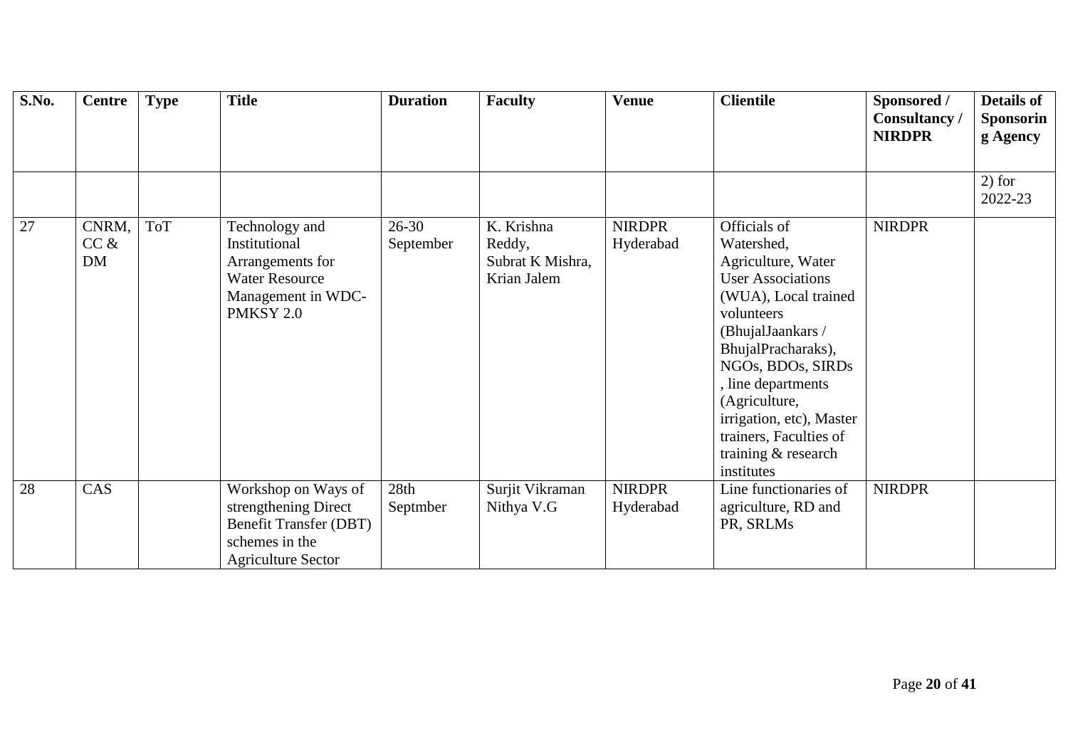| S.No. | Centre | Type | Title | Duration | Faculty | Venue | Clientile | Sponsored / Consultancy / NIRDPR | Details of Sponsoring Agency |
|---|---|---|---|---|---|---|---|---|---|
| | | | | | | | | | 2) for 2022-23 |
| 27 | CNRM, CC & DM | ToT | Technology and Institutional Arrangements for Water Resource Management in WDC-PMKSY 2.0 | 26-30 September | K. Krishna Reddy, Subrat K Mishra, Krian Jalem | NIRDPR Hyderabad | Officials of Watershed, Agriculture, Water User Associations (WUA), Local trained volunteers (BhujalJaankars / BhujalPracharaks), NGOs, BDOs, SIRDs , line departments (Agriculture, irrigation, etc), Master trainers, Faculties of training & research institutes | NIRDPR | |
| 28 | CAS | | Workshop on Ways of strengthening Direct Benefit Transfer (DBT) schemes in the Agriculture Sector | 28th Septmber | Surjit Vikraman Nithya V.G | NIRDPR Hyderabad | Line functionaries of agriculture, RD and PR, SRLMs | NIRDPR | |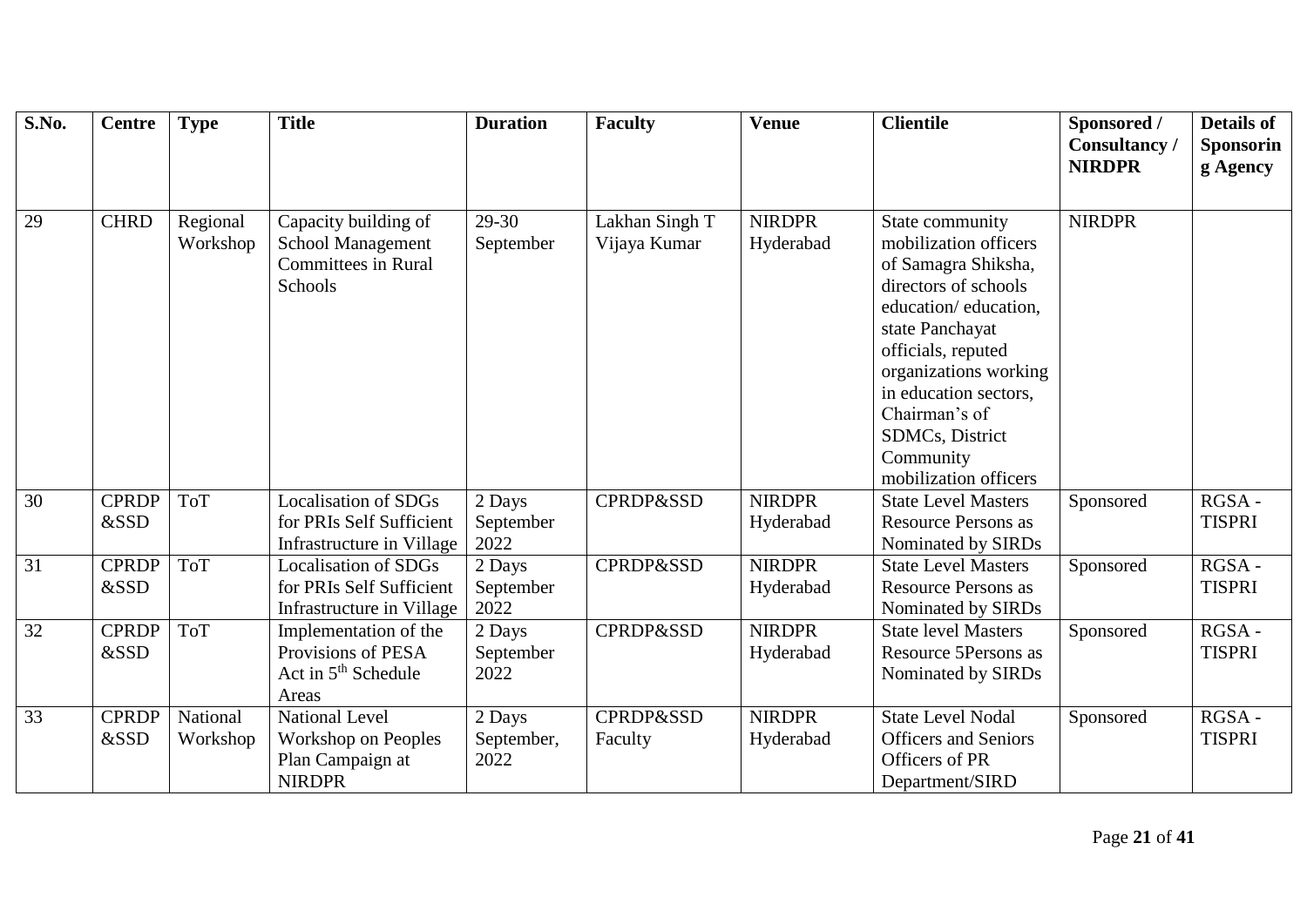| S.No. | Centre | Type | Title | Duration | Faculty | Venue | Clientile | Sponsored / Consultancy / NIRDPR | Details of Sponsoring Agency |
|---|---|---|---|---|---|---|---|---|---|
| 29 | CHRD | Regional Workshop | Capacity building of School Management Committees in Rural Schools | 29-30 September | Lakhan Singh T Vijaya Kumar | NIRDPR Hyderabad | State community mobilization officers of Samagra Shiksha, directors of schools education/ education, state Panchayat officials, reputed organizations working in education sectors, Chairman's of SDMCs, District Community mobilization officers | NIRDPR | |
| 30 | CPRDP &SSD | ToT | Localisation of SDGs for PRIs Self Sufficient Infrastructure in Village | 2 Days September 2022 | CPRDP&SSD | NIRDPR Hyderabad | State Level Masters Resource Persons as Nominated by SIRDs | Sponsored | RGSA - TISPRI |
| 31 | CPRDP &SSD | ToT | Localisation of SDGs for PRIs Self Sufficient Infrastructure in Village | 2 Days September 2022 | CPRDP&SSD | NIRDPR Hyderabad | State Level Masters Resource Persons as Nominated by SIRDs | Sponsored | RGSA - TISPRI |
| 32 | CPRDP &SSD | ToT | Implementation of the Provisions of PESA Act in 5th Schedule Areas | 2 Days September 2022 | CPRDP&SSD | NIRDPR Hyderabad | State level Masters Resource 5Persons as Nominated by SIRDs | Sponsored | RGSA - TISPRI |
| 33 | CPRDP &SSD | National Workshop | National Level Workshop on Peoples Plan Campaign at NIRDPR | 2 Days September, 2022 | CPRDP&SSD Faculty | NIRDPR Hyderabad | State Level Nodal Officers and Seniors Officers of PR Department/SIRD | Sponsored | RGSA - TISPRI |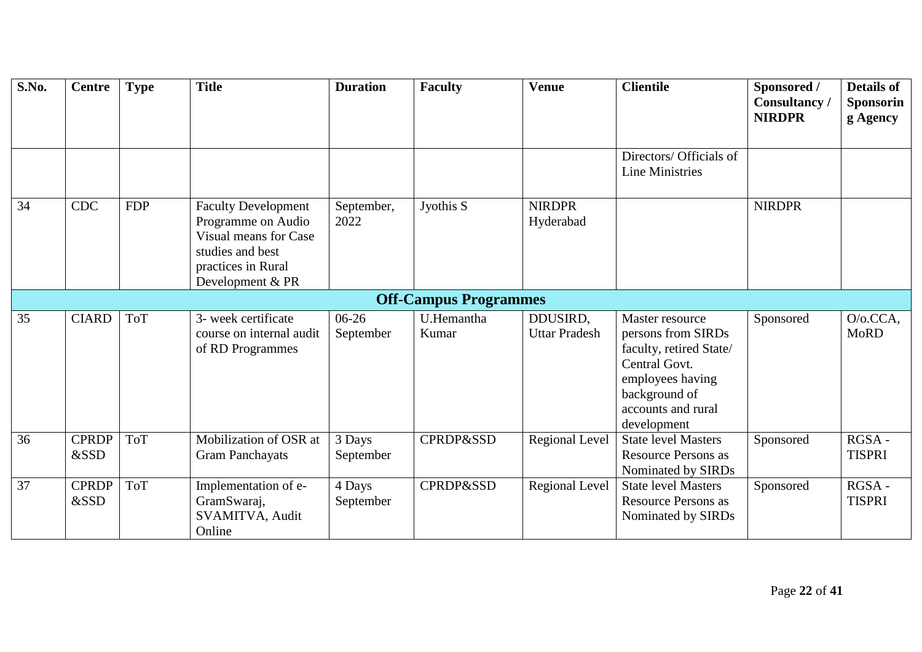| S.No. | Centre | Type | Title | Duration | Faculty | Venue | Clientile | Sponsored / Consultancy / NIRDPR | Details of Sponsoring Agency |
|---|---|---|---|---|---|---|---|---|---|
| | | | | | | | Directors/ Officials of Line Ministries | | |
| 34 | CDC | FDP | Faculty Development Programme on Audio Visual means for Case studies and best practices in Rural Development & PR | September, 2022 | Jyothis S | NIRDPR Hyderabad | | NIRDPR | |
| | | | | **Off-Campus Programmes** | | | | | |
| 35 | CIARD | ToT | 3- week certificate course on internal audit of RD Programmes | 06-26 September | U.Hemantha Kumar | DDUSIRD, Uttar Pradesh | Master resource persons from SIRDs faculty, retired State/ Central Govt. employees having background of accounts and rural development | Sponsored | O/o.CCA, MoRD |
| 36 | CPRDP &SSD | ToT | Mobilization of OSR at Gram Panchayats | 3 Days September | CPRDP&SSD | Regional Level | State level Masters Resource Persons as Nominated by SIRDs | Sponsored | RGSA - TISPRI |
| 37 | CPRDP &SSD | ToT | Implementation of e-GramSwaraj, SVAMITVA, Audit Online | 4 Days September | CPRDP&SSD | Regional Level | State level Masters Resource Persons as Nominated by SIRDs | Sponsored | RGSA - TISPRI |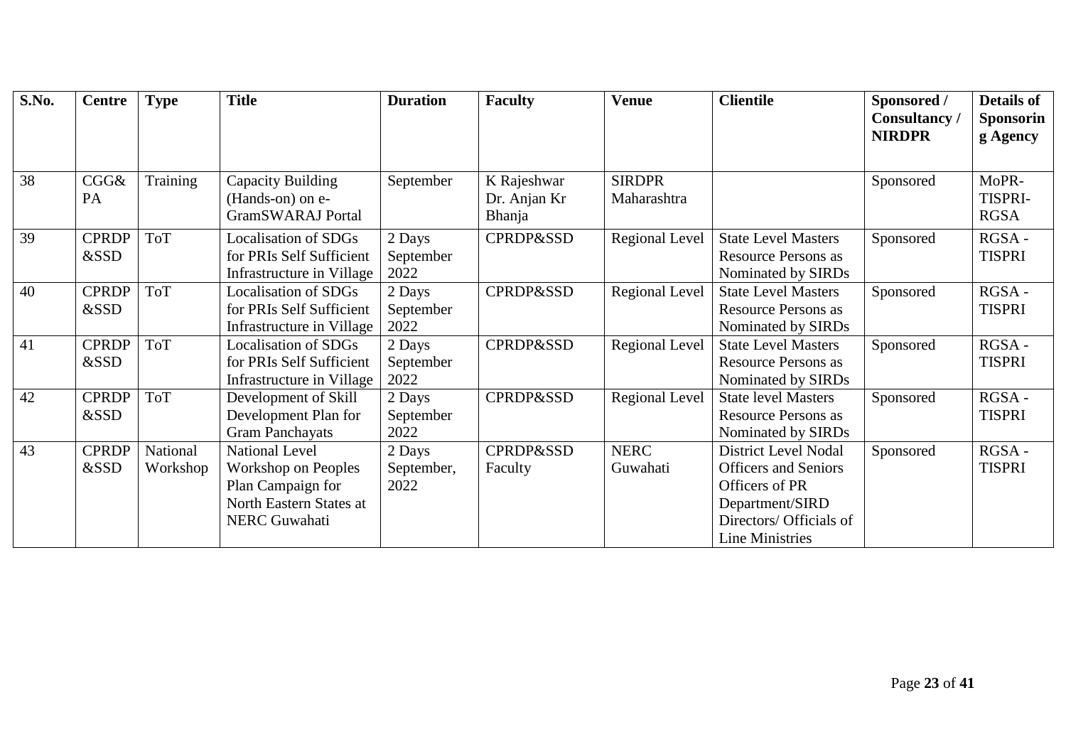| S.No. | Centre | Type | Title | Duration | Faculty | Venue | Clientile | Sponsored / Consultancy / NIRDPR | Details of Sponsoring Agency |
|---|---|---|---|---|---|---|---|---|---|
| 38 | CGG& PA | Training | Capacity Building (Hands-on) on e-GramSWARAJ Portal | September | K Rajeshwar Dr. Anjan Kr Bhanja | SIRDPR Maharashtra | | Sponsored | MoPR-TISPRI-RGSA |
| 39 | CPRDP &SSD | ToT | Localisation of SDGs for PRIs Self Sufficient Infrastructure in Village | 2 Days September 2022 | CPRDP&SSD | Regional Level | State Level Masters Resource Persons as Nominated by SIRDs | Sponsored | RGSA - TISPRI |
| 40 | CPRDP &SSD | ToT | Localisation of SDGs for PRIs Self Sufficient Infrastructure in Village | 2 Days September 2022 | CPRDP&SSD | Regional Level | State Level Masters Resource Persons as Nominated by SIRDs | Sponsored | RGSA - TISPRI |
| 41 | CPRDP &SSD | ToT | Localisation of SDGs for PRIs Self Sufficient Infrastructure in Village | 2 Days September 2022 | CPRDP&SSD | Regional Level | State Level Masters Resource Persons as Nominated by SIRDs | Sponsored | RGSA - TISPRI |
| 42 | CPRDP &SSD | ToT | Development of Skill Development Plan for Gram Panchayats | 2 Days September 2022 | CPRDP&SSD | Regional Level | State level Masters Resource Persons as Nominated by SIRDs | Sponsored | RGSA - TISPRI |
| 43 | CPRDP &SSD | National Workshop | National Level Workshop on Peoples Plan Campaign for North Eastern States at NERC Guwahati | 2 Days September, 2022 | CPRDP&SSD Faculty | NERC Guwahati | District Level Nodal Officers and Seniors Officers of PR Department/SIRD Directors/ Officials of Line Ministries | Sponsored | RGSA - TISPRI |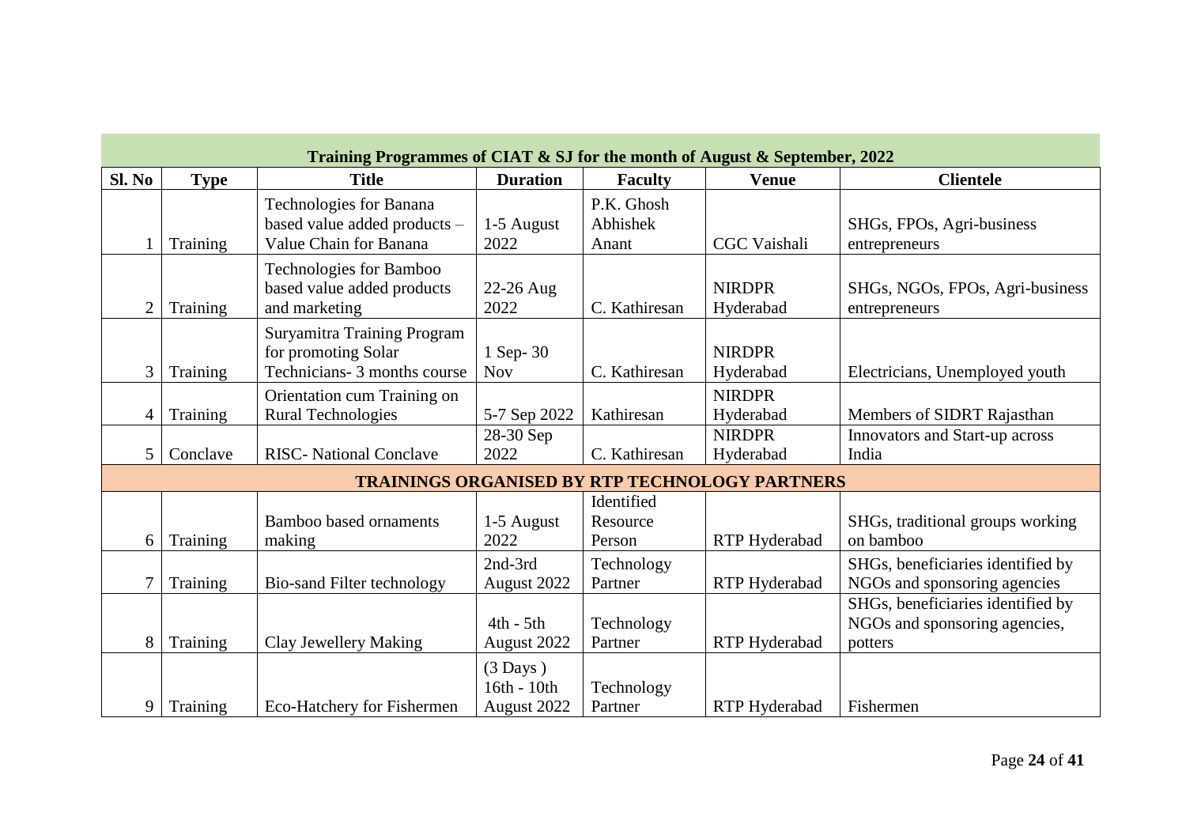| Training Programmes of CIAT & SJ for the month of August & September, 2022 | | | | | | |
|---|---|---|---|---|---|---|
| **Sl. No** | **Type** | **Title** | **Duration** | **Faculty** | **Venue** | **Clientele** |
| 1 | Training | Technologies for Banana based value added products – Value Chain for Banana | 1-5 August 2022 | P.K. Ghosh Abhishek Anant | CGC Vaishali | SHGs, FPOs, Agri-business entrepreneurs |
| 2 | Training | Technologies for Bamboo based value added products and marketing | 22-26 Aug 2022 | C. Kathiresan | NIRDPR Hyderabad | SHGs, NGOs, FPOs, Agri-business entrepreneurs |
| 3 | Training | Suryamitra Training Program for promoting Solar Technicians- 3 months course | 1 Sep- 30 Nov | C. Kathiresan | NIRDPR Hyderabad | Electricians, Unemployed youth |
| 4 | Training | Orientation cum Training on Rural Technologies | 5-7 Sep 2022 | Kathiresan | NIRDPR Hyderabad | Members of SIDRT Rajasthan |
| 5 | Conclave | RISC- National Conclave | 28-30 Sep 2022 | C. Kathiresan | NIRDPR Hyderabad | Innovators and Start-up across India |
| **TRAININGS ORGANISED BY RTP TECHNOLOGY PARTNERS** | | | | | | |
| 6 | Training | Bamboo based ornaments making | 1-5 August 2022 | Identified Resource Person | RTP Hyderabad | SHGs, traditional groups working on bamboo |
| 7 | Training | Bio-sand Filter technology | 2nd-3rd August 2022 | Technology Partner | RTP Hyderabad | SHGs, beneficiaries identified by NGOs and sponsoring agencies |
| 8 | Training | Clay Jewellery Making | 4th - 5th August 2022 | Technology Partner | RTP Hyderabad | SHGs, beneficiaries identified by NGOs and sponsoring agencies, potters |
| 9 | Training | Eco-Hatchery for Fishermen | (3 Days ) 16th - 10th August 2022 | Technology Partner | RTP Hyderabad | Fishermen |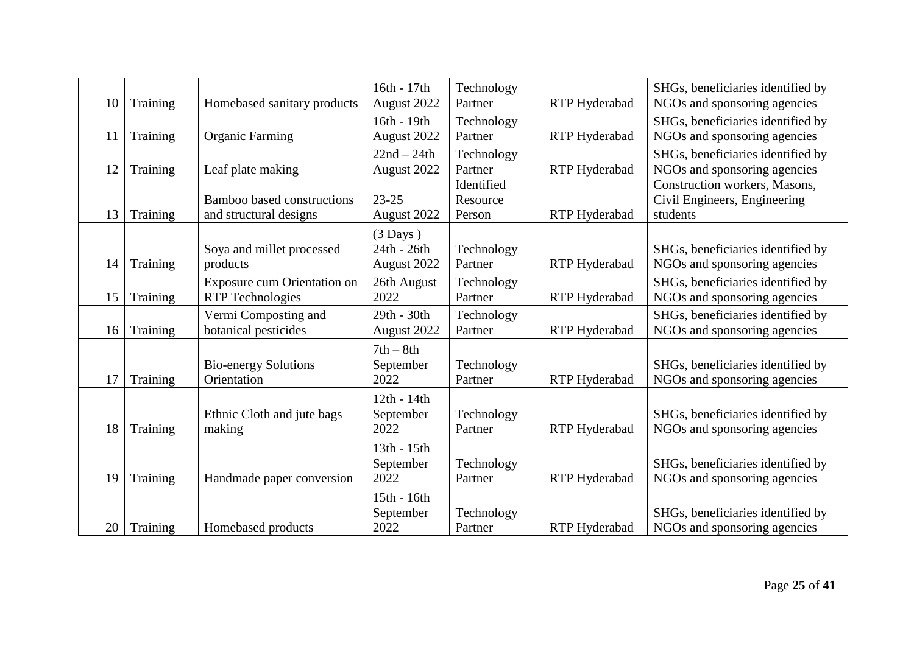| 10 | Training | Homebased sanitary products | 16th - 17th August 2022 | Technology Partner | RTP Hyderabad | SHGs, beneficiaries identified by NGOs and sponsoring agencies |
|---|---|---|---|---|---|---|
| 11 | Training | Organic Farming | 16th - 19th August 2022 | Technology Partner | RTP Hyderabad | SHGs, beneficiaries identified by NGOs and sponsoring agencies |
| 12 | Training | Leaf plate making | 22nd – 24th August 2022 | Technology Partner | RTP Hyderabad | SHGs, beneficiaries identified by NGOs and sponsoring agencies |
| 13 | Training | Bamboo based constructions and structural designs | 23-25 August 2022 | Identified Resource Person | RTP Hyderabad | Construction workers, Masons, Civil Engineers, Engineering students |
| 14 | Training | Soya and millet processed products | (3 Days ) 24th - 26th August 2022 | Technology Partner | RTP Hyderabad | SHGs, beneficiaries identified by NGOs and sponsoring agencies |
| 15 | Training | Exposure cum Orientation on RTP Technologies | 26th August 2022 | Technology Partner | RTP Hyderabad | SHGs, beneficiaries identified by NGOs and sponsoring agencies |
| 16 | Training | Vermi Composting and botanical pesticides | 29th - 30th August 2022 | Technology Partner | RTP Hyderabad | SHGs, beneficiaries identified by NGOs and sponsoring agencies |
| 17 | Training | Bio-energy Solutions Orientation | 7th – 8th September 2022 | Technology Partner | RTP Hyderabad | SHGs, beneficiaries identified by NGOs and sponsoring agencies |
| 18 | Training | Ethnic Cloth and jute bags making | 12th - 14th September 2022 | Technology Partner | RTP Hyderabad | SHGs, beneficiaries identified by NGOs and sponsoring agencies |
| 19 | Training | Handmade paper conversion | 13th - 15th September 2022 | Technology Partner | RTP Hyderabad | SHGs, beneficiaries identified by NGOs and sponsoring agencies |
| 20 | Training | Homebased products | 15th - 16th September 2022 | Technology Partner | RTP Hyderabad | SHGs, beneficiaries identified by NGOs and sponsoring agencies |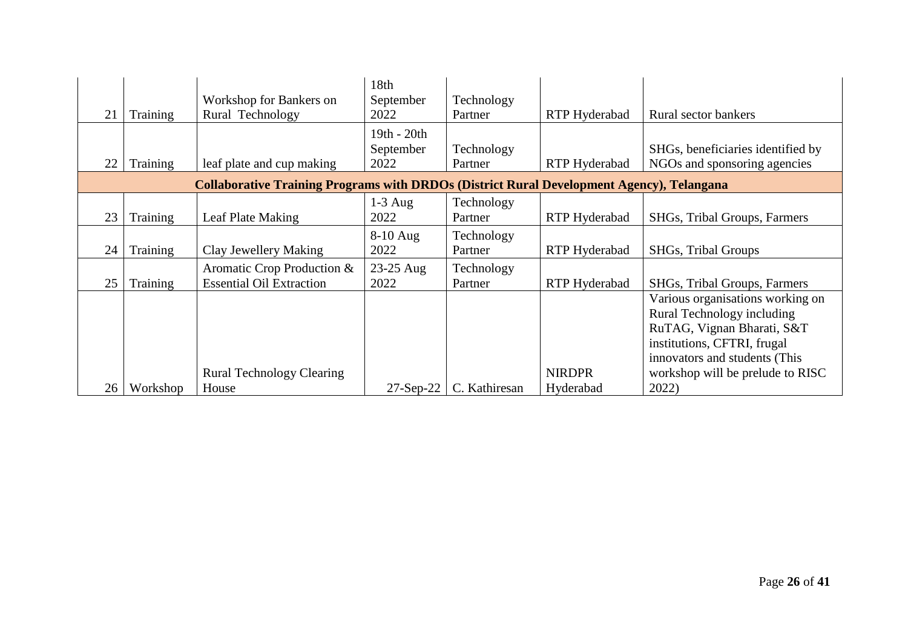| | | | | | | |
|---|---|---|---|---|---|---|
| 21 | Training | Workshop for Bankers on Rural Technology | 18th September 2022 | Technology Partner | RTP Hyderabad | Rural sector bankers |
| 22 | Training | leaf plate and cup making | 19th - 20th September 2022 | Technology Partner | RTP Hyderabad | SHGs, beneficiaries identified by NGOs and sponsoring agencies |
| **Collaborative Training Programs with DRDOs (District Rural Development Agency), Telangana** | | | | | | |
| 23 | Training | Leaf Plate Making | 1-3 Aug 2022 | Technology Partner | RTP Hyderabad | SHGs, Tribal Groups, Farmers |
| 24 | Training | Clay Jewellery Making | 8-10 Aug 2022 | Technology Partner | RTP Hyderabad | SHGs, Tribal Groups |
| 25 | Training | Aromatic Crop Production & Essential Oil Extraction | 23-25 Aug 2022 | Technology Partner | RTP Hyderabad | SHGs, Tribal Groups, Farmers |
| 26 | Workshop | Rural Technology Clearing House | 27-Sep-22 | C. Kathiresan | NIRDPR Hyderabad | Various organisations working on Rural Technology including RuTAG, Vignan Bharati, S&T institutions, CFTRI, frugal innovators and students (This workshop will be prelude to RISC 2022) |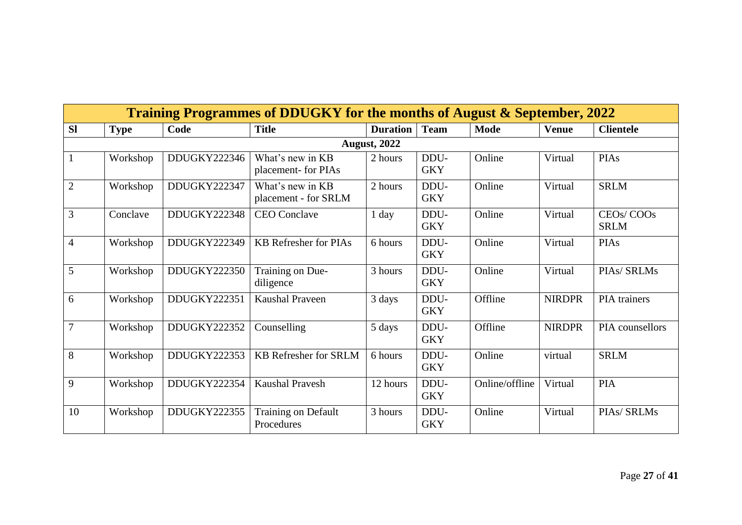| Training Programmes of DDUGKY for the months of August & September, 2022 | | | | | | | | |
|---|---|---|---|---|---|---|---|---|
| **Sl** | **Type** | **Code** | **Title** | **Duration** | **Team** | **Mode** | **Venue** | **Clientele** |
| | | | | **August, 2022** | | | | |
| 1 | Workshop | DDUGKY222346 | What's new in KB placement- for PIAs | 2 hours | DDU-GKY | Online | Virtual | PIAs |
| 2 | Workshop | DDUGKY222347 | What's new in KB placement - for SRLM | 2 hours | DDU-GKY | Online | Virtual | SRLM |
| 3 | Conclave | DDUGKY222348 | CEO Conclave | 1 day | DDU-GKY | Online | Virtual | CEOs/ COOs SRLM |
| 4 | Workshop | DDUGKY222349 | KB Refresher for PIAs | 6 hours | DDU-GKY | Online | Virtual | PIAs |
| 5 | Workshop | DDUGKY222350 | Training on Due-diligence | 3 hours | DDU-GKY | Online | Virtual | PIAs/ SRLMs |
| 6 | Workshop | DDUGKY222351 | Kaushal Praveen | 3 days | DDU-GKY | Offline | NIRDPR | PIA trainers |
| 7 | Workshop | DDUGKY222352 | Counselling | 5 days | DDU-GKY | Offline | NIRDPR | PIA counsellors |
| 8 | Workshop | DDUGKY222353 | KB Refresher for SRLM | 6 hours | DDU-GKY | Online | virtual | SRLM |
| 9 | Workshop | DDUGKY222354 | Kaushal Pravesh | 12 hours | DDU-GKY | Online/offline | Virtual | PIA |
| 10 | Workshop | DDUGKY222355 | Training on Default Procedures | 3 hours | DDU-GKY | Online | Virtual | PIAs/ SRLMs |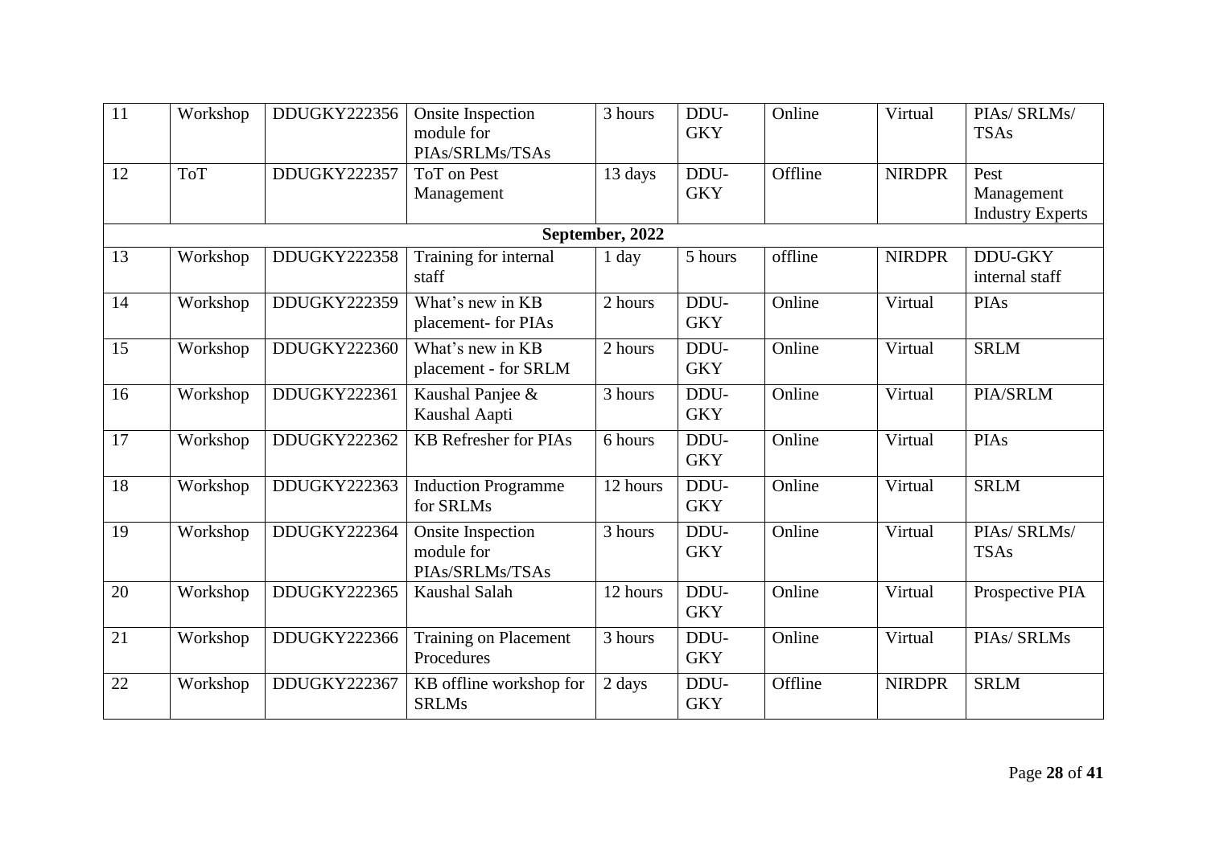| 11 | Workshop | DDUGKY222356 | Onsite Inspection module for PIAs/SRLMs/TSAs | 3 hours | DDU-GKY | Online | Virtual | PIAs/ SRLMs/ TSAs |
|---|---|---|---|---|---|---|---|---|
| 12 | ToT | DDUGKY222357 | ToT on Pest Management | 13 days | DDU-GKY | Offline | NIRDPR | Pest Management Industry Experts |
| **September, 2022** | | | | | | | | |
| 13 | Workshop | DDUGKY222358 | Training for internal staff | 1 day | 5 hours | offline | NIRDPR | DDU-GKY internal staff |
| 14 | Workshop | DDUGKY222359 | What's new in KB placement- for PIAs | 2 hours | DDU-GKY | Online | Virtual | PIAs |
| 15 | Workshop | DDUGKY222360 | What's new in KB placement - for SRLM | 2 hours | DDU-GKY | Online | Virtual | SRLM |
| 16 | Workshop | DDUGKY222361 | Kaushal Panjee & Kaushal Aapti | 3 hours | DDU-GKY | Online | Virtual | PIA/SRLM |
| 17 | Workshop | DDUGKY222362 | KB Refresher for PIAs | 6 hours | DDU-GKY | Online | Virtual | PIAs |
| 18 | Workshop | DDUGKY222363 | Induction Programme for SRLMs | 12 hours | DDU-GKY | Online | Virtual | SRLM |
| 19 | Workshop | DDUGKY222364 | Onsite Inspection module for PIAs/SRLMs/TSAs | 3 hours | DDU-GKY | Online | Virtual | PIAs/ SRLMs/ TSAs |
| 20 | Workshop | DDUGKY222365 | Kaushal Salah | 12 hours | DDU-GKY | Online | Virtual | Prospective PIA |
| 21 | Workshop | DDUGKY222366 | Training on Placement Procedures | 3 hours | DDU-GKY | Online | Virtual | PIAs/ SRLMs |
| 22 | Workshop | DDUGKY222367 | KB offline workshop for SRLMs | 2 days | DDU-GKY | Offline | NIRDPR | SRLM |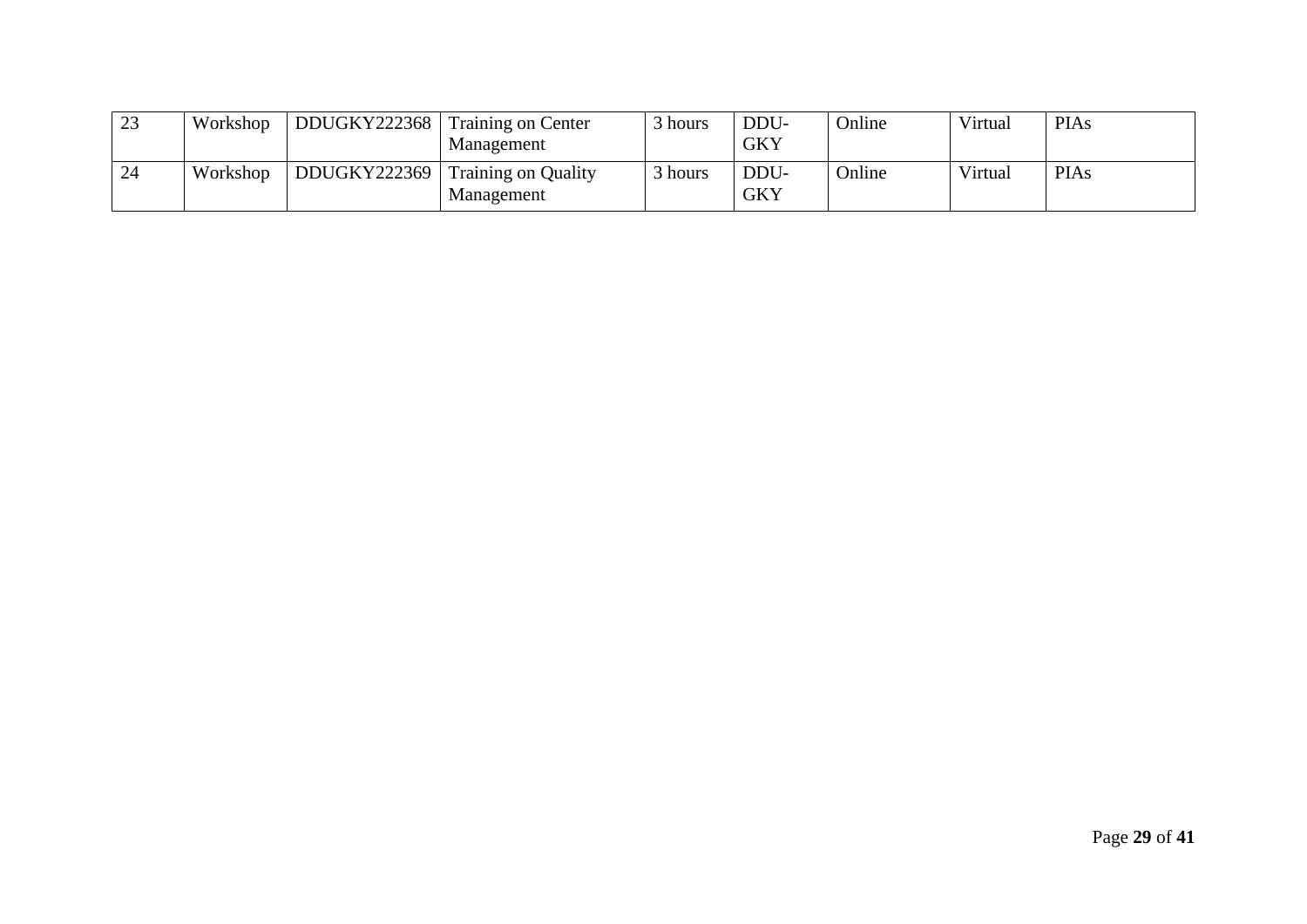| 23 | Workshop | DDUGKY222368 | Training on Center Management | 3 hours | DDU-GKY | Online | Virtual | PIAs |
|---|---|---|---|---|---|---|---|---|
| 24 | Workshop | DDUGKY222369 | Training on Quality Management | 3 hours | DDU-GKY | Online | Virtual | PIAs |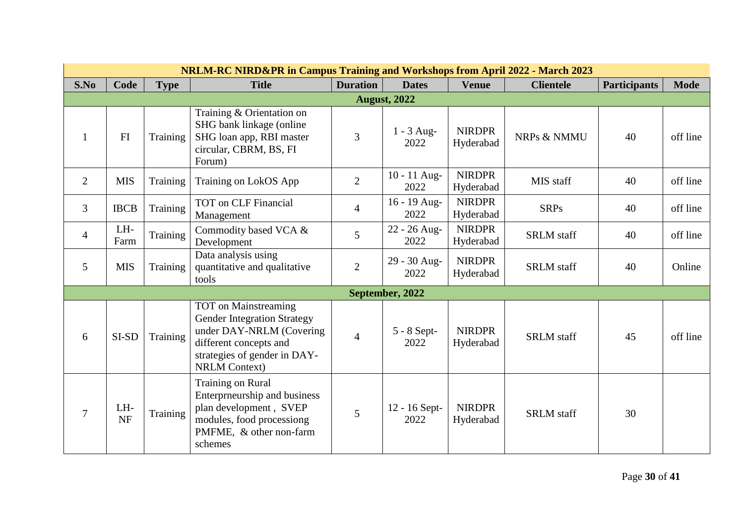| NRLM-RC NIRD&PR in Campus Training and Workshops from April 2022 - March 2023 | | | | | | | | | |
|---|---|---|---|---|---|---|---|---|---|
| **S.No** | **Code** | **Type** | **Title** | **Duration** | **Dates** | **Venue** | **Clientele** | **Participants** | **Mode** |
| **August, 2022** | | | | | | | | | |
| 1 | FI | Training | Training & Orientation on SHG bank linkage (online SHG loan app, RBI master circular, CBRM, BS, FI Forum) | 3 | 1 - 3 Aug-2022 | NIRDPR Hyderabad | NRPs & NMMU | 40 | off line |
| 2 | MIS | Training | Training on LokOS App | 2 | 10 - 11 Aug-2022 | NIRDPR Hyderabad | MIS staff | 40 | off line |
| 3 | IBCB | Training | TOT on CLF Financial Management | 4 | 16 - 19 Aug-2022 | NIRDPR Hyderabad | SRPs | 40 | off line |
| 4 | LH-Farm | Training | Commodity based VCA & Development | 5 | 22 - 26 Aug-2022 | NIRDPR Hyderabad | SRLM staff | 40 | off line |
| 5 | MIS | Training | Data analysis using quantitative and qualitative tools | 2 | 29 - 30 Aug-2022 | NIRDPR Hyderabad | SRLM staff | 40 | Online |
| **September, 2022** | | | | | | | | | |
| 6 | SI-SD | Training | TOT on Mainstreaming Gender Integration Strategy under DAY-NRLM (Covering different concepts and strategies of gender in DAY-NRLM Context) | 4 | 5 - 8 Sept-2022 | NIRDPR Hyderabad | SRLM staff | 45 | off line |
| 7 | LH-NF | Training | Training on Rural Enterprneurship and business plan development , SVEP modules, food processiong PMFME, & other non-farm schemes | 5 | 12 - 16 Sept-2022 | NIRDPR Hyderabad | SRLM staff | 30 | |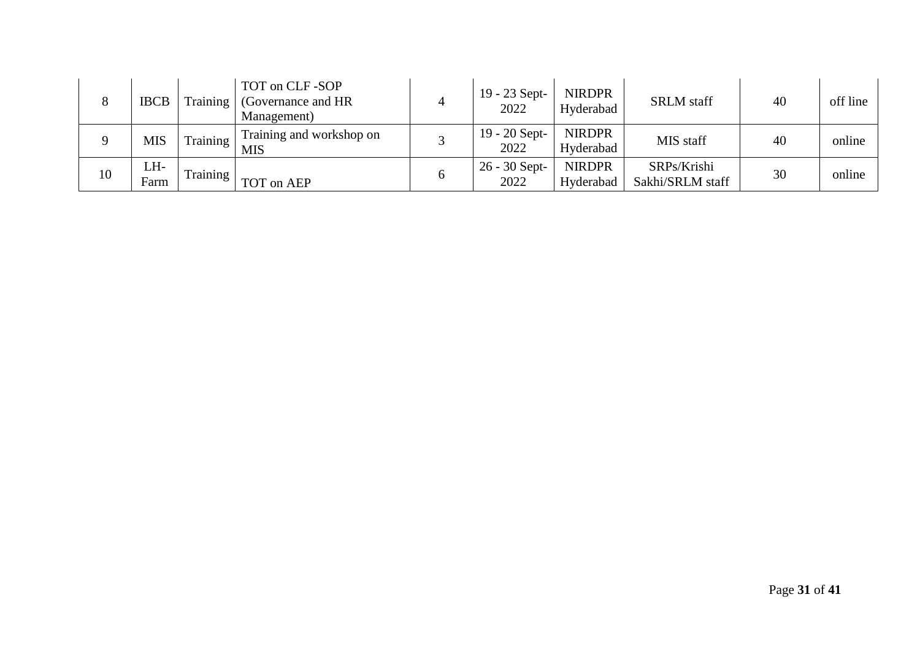| 8 | IBCB | Training | TOT on CLF -SOP (Governance and HR Management) | 4 | 19 - 23 Sept-2022 | NIRDPR Hyderabad | SRLM staff | 40 | off line |
|---|---|---|---|---|---|---|---|---|---|
| 9 | MIS | Training | Training and workshop on MIS | 3 | 19 - 20 Sept-2022 | NIRDPR Hyderabad | MIS staff | 40 | online |
| 10 | LH-Farm | Training | TOT on AEP | 6 | 26 - 30 Sept-2022 | NIRDPR Hyderabad | SRPs/Krishi Sakhi/SRLM staff | 30 | online |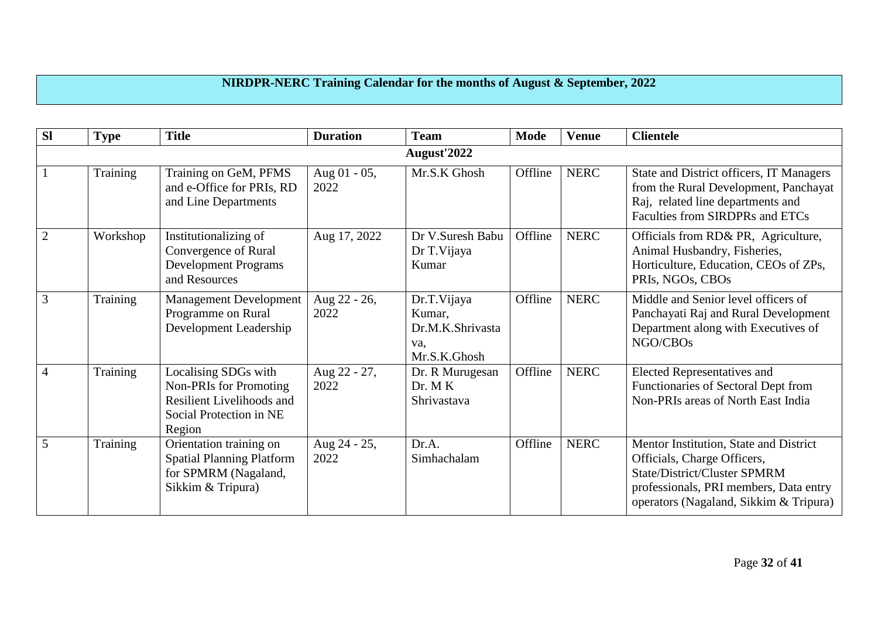## NIRDPR-NERC Training Calendar for the months of August & September, 2022

| Sl | Type | Title | Duration | Team | Mode | Venue | Clientele |
|---|---|---|---|---|---|---|---|
| | | | **August'2022** | | | | |
| 1 | Training | Training on GeM, PFMS and e-Office for PRIs, RD and Line Departments | Aug 01 - 05, 2022 | Mr.S.K Ghosh | Offline | NERC | State and District officers, IT Managers from the Rural Development, Panchayat Raj, related line departments and Faculties from SIRDPRs and ETCs |
| 2 | Workshop | Institutionalizing of Convergence of Rural Development Programs and Resources | Aug 17, 2022 | Dr V.Suresh Babu Dr T.Vijaya Kumar | Offline | NERC | Officials from RD& PR, Agriculture, Animal Husbandry, Fisheries, Horticulture, Education, CEOs of ZPs, PRIs, NGOs, CBOs |
| 3 | Training | Management Development Programme on Rural Development Leadership | Aug 22 - 26, 2022 | Dr.T.Vijaya Kumar, Dr.M.K.Shrivastava, Mr.S.K.Ghosh | Offline | NERC | Middle and Senior level officers of Panchayati Raj and Rural Development Department along with Executives of NGO/CBOs |
| 4 | Training | Localising SDGs with Non-PRIs for Promoting Resilient Livelihoods and Social Protection in NE Region | Aug 22 - 27, 2022 | Dr. R Murugesan Dr. M K Shrivastava | Offline | NERC | Elected Representatives and Functionaries of Sectoral Dept from Non-PRIs areas of North East India |
| 5 | Training | Orientation training on Spatial Planning Platform for SPMRM (Nagaland, Sikkim & Tripura) | Aug 24 - 25, 2022 | Dr.A. Simhachalam | Offline | NERC | Mentor Institution, State and District Officials, Charge Officers, State/District/Cluster SPMRM professionals, PRI members, Data entry operators (Nagaland, Sikkim & Tripura) |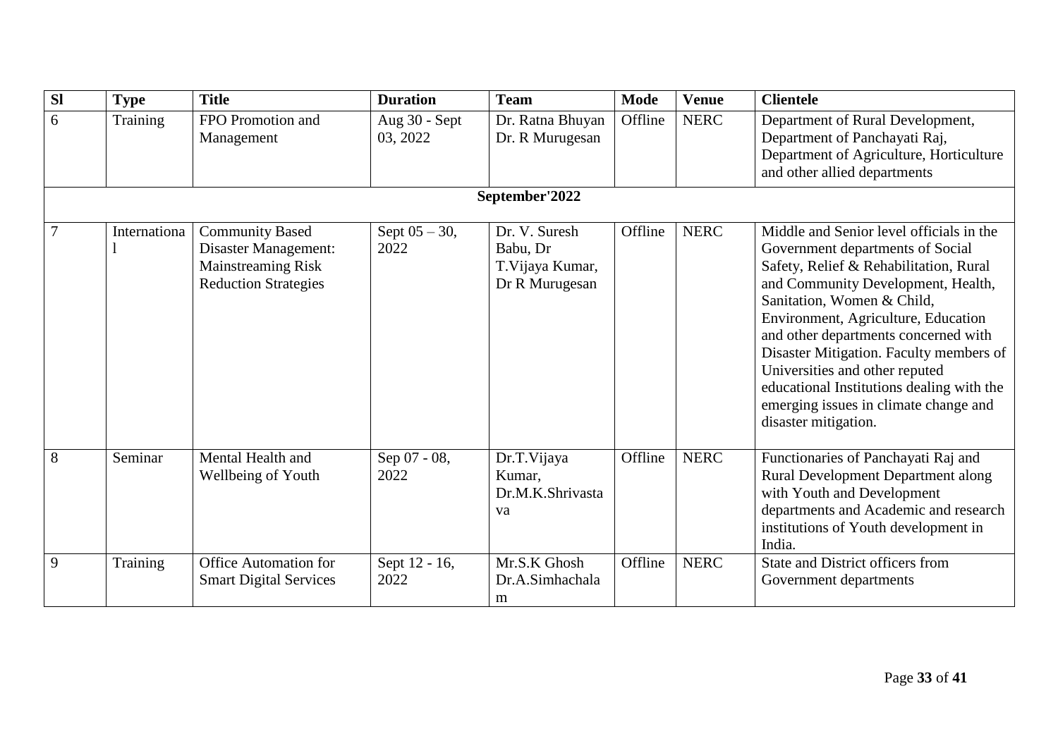| Sl | Type | Title | Duration | Team | Mode | Venue | Clientele |
|---|---|---|---|---|---|---|---|
| 6 | Training | FPO Promotion and Management | Aug 30 - Sept 03, 2022 | Dr. Ratna Bhuyan Dr. R Murugesan | Offline | NERC | Department of Rural Development, Department of Panchayati Raj, Department of Agriculture, Horticulture and other allied departments |
| **September'2022** | | | | | | | |
| 7 | International | Community Based Disaster Management: Mainstreaming Risk Reduction Strategies | Sept 05 – 30, 2022 | Dr. V. Suresh Babu, Dr T.Vijaya Kumar, Dr R Murugesan | Offline | NERC | Middle and Senior level officials in the Government departments of Social Safety, Relief & Rehabilitation, Rural and Community Development, Health, Sanitation, Women & Child, Environment, Agriculture, Education and other departments concerned with Disaster Mitigation. Faculty members of Universities and other reputed educational Institutions dealing with the emerging issues in climate change and disaster mitigation. |
| 8 | Seminar | Mental Health and Wellbeing of Youth | Sep 07 - 08, 2022 | Dr.T.Vijaya Kumar, Dr.M.K.Shrivastava | Offline | NERC | Functionaries of Panchayati Raj and Rural Development Department along with Youth and Development departments and Academic and research institutions of Youth development in India. |
| 9 | Training | Office Automation for Smart Digital Services | Sept 12 - 16, 2022 | Mr.S.K Ghosh Dr.A.Simhachalam | Offline | NERC | State and District officers from Government departments |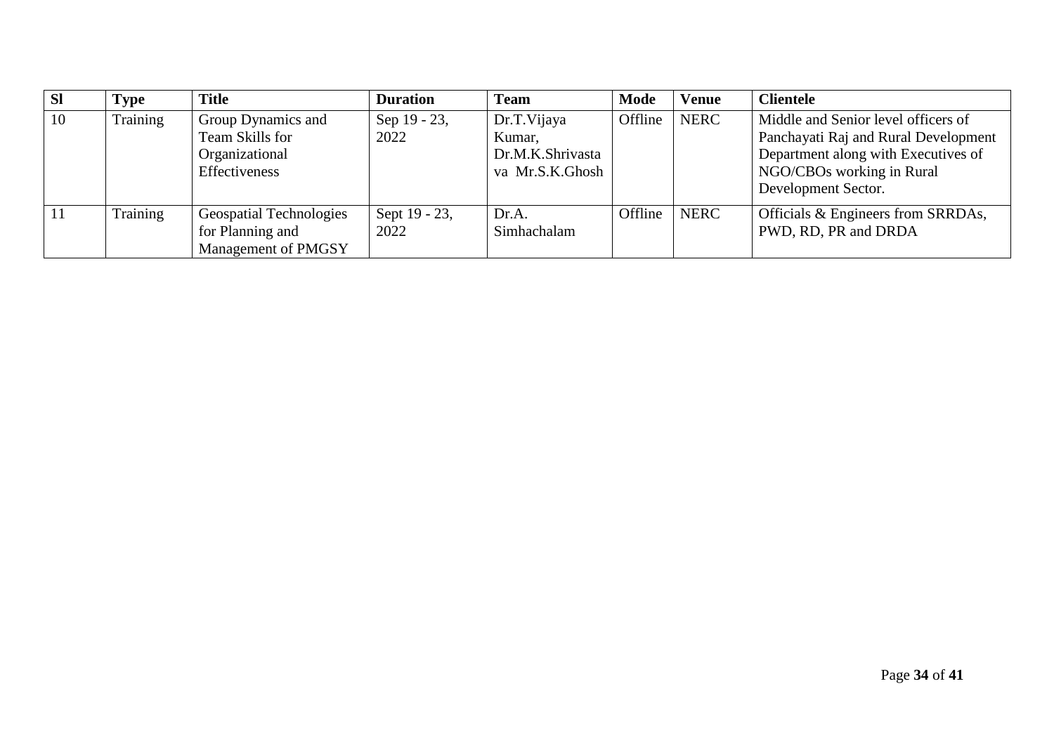| Sl | Type | Title | Duration | Team | Mode | Venue | Clientele |
|---|---|---|---|---|---|---|---|
| 10 | Training | Group Dynamics and Team Skills for Organizational Effectiveness | Sep 19 - 23, 2022 | Dr.T.Vijaya Kumar, Dr.M.K.Shrivastava Mr.S.K.Ghosh | Offline | NERC | Middle and Senior level officers of Panchayati Raj and Rural Development Department along with Executives of NGO/CBOs working in Rural Development Sector. |
| 11 | Training | Geospatial Technologies for Planning and Management of PMGSY | Sept 19 - 23, 2022 | Dr.A. Simhachalam | Offline | NERC | Officials & Engineers from SRRDAs, PWD, RD, PR and DRDA |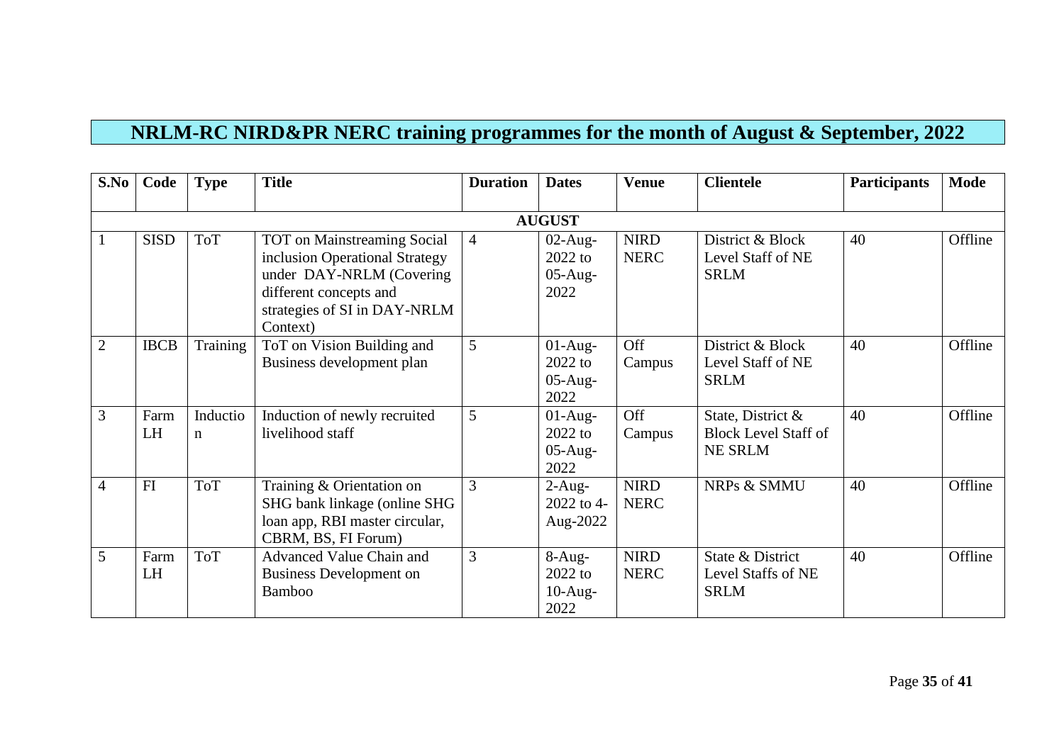# NRLM-RC NIRD&PR NERC training programmes for the month of August & September, 2022

| S.No | Code | Type | Title | Duration | Dates | Venue | Clientele | Participants | Mode |
|---|---|---|---|---|---|---|---|---|---|
| | | | | | **AUGUST** | | | | |
| 1 | SISD | ToT | TOT on Mainstreaming Social inclusion Operational Strategy under DAY-NRLM (Covering different concepts and strategies of SI in DAY-NRLM Context) | 4 | 02-Aug-2022 to 05-Aug-2022 | NIRD NERC | District & Block Level Staff of NE SRLM | 40 | Offline |
| 2 | IBCB | Training | ToT on Vision Building and Business development plan | 5 | 01-Aug-2022 to 05-Aug-2022 | Off Campus | District & Block Level Staff of NE SRLM | 40 | Offline |
| 3 | Farm LH | Induction | Induction of newly recruited livelihood staff | 5 | 01-Aug-2022 to 05-Aug-2022 | Off Campus | State, District & Block Level Staff of NE SRLM | 40 | Offline |
| 4 | FI | ToT | Training & Orientation on SHG bank linkage (online SHG loan app, RBI master circular, CBRM, BS, FI Forum) | 3 | 2-Aug-2022 to 4-Aug-2022 | NIRD NERC | NRPs & SMMU | 40 | Offline |
| 5 | Farm LH | ToT | Advanced Value Chain and Business Development on Bamboo | 3 | 8-Aug-2022 to 10-Aug-2022 | NIRD NERC | State & District Level Staffs of NE SRLM | 40 | Offline |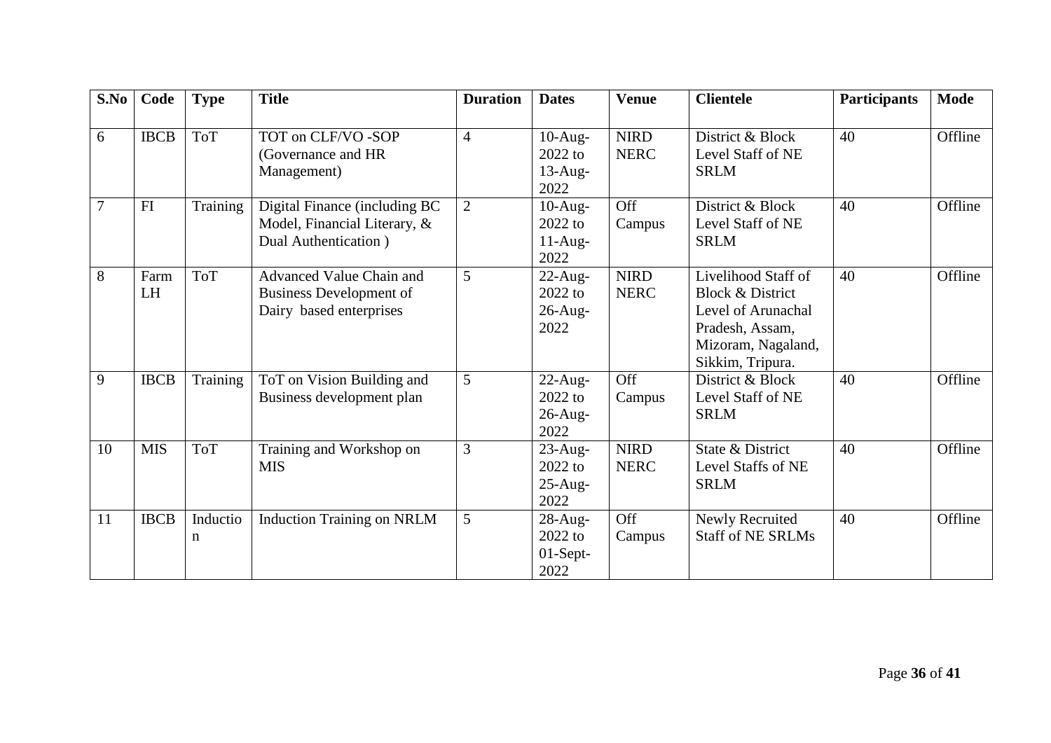| S.No | Code | Type | Title | Duration | Dates | Venue | Clientele | Participants | Mode |
|---|---|---|---|---|---|---|---|---|---|
| 6 | IBCB | ToT | TOT on CLF/VO -SOP (Governance and HR Management) | 4 | 10-Aug-2022 to 13-Aug-2022 | NIRD NERC | District & Block Level Staff of NE SRLM | 40 | Offline |
| 7 | FI | Training | Digital Finance (including BC Model, Financial Literary, & Dual Authentication ) | 2 | 10-Aug-2022 to 11-Aug-2022 | Off Campus | District & Block Level Staff of NE SRLM | 40 | Offline |
| 8 | Farm LH | ToT | Advanced Value Chain and Business Development of Dairy based enterprises | 5 | 22-Aug-2022 to 26-Aug-2022 | NIRD NERC | Livelihood Staff of Block & District Level of Arunachal Pradesh, Assam, Mizoram, Nagaland, Sikkim, Tripura. | 40 | Offline |
| 9 | IBCB | Training | ToT on Vision Building and Business development plan | 5 | 22-Aug-2022 to 26-Aug-2022 | Off Campus | District & Block Level Staff of NE SRLM | 40 | Offline |
| 10 | MIS | ToT | Training and Workshop on MIS | 3 | 23-Aug-2022 to 25-Aug-2022 | NIRD NERC | State & District Level Staffs of NE SRLM | 40 | Offline |
| 11 | IBCB | Induction | Induction Training on NRLM | 5 | 28-Aug-2022 to 01-Sept-2022 | Off Campus | Newly Recruited Staff of NE SRLMs | 40 | Offline |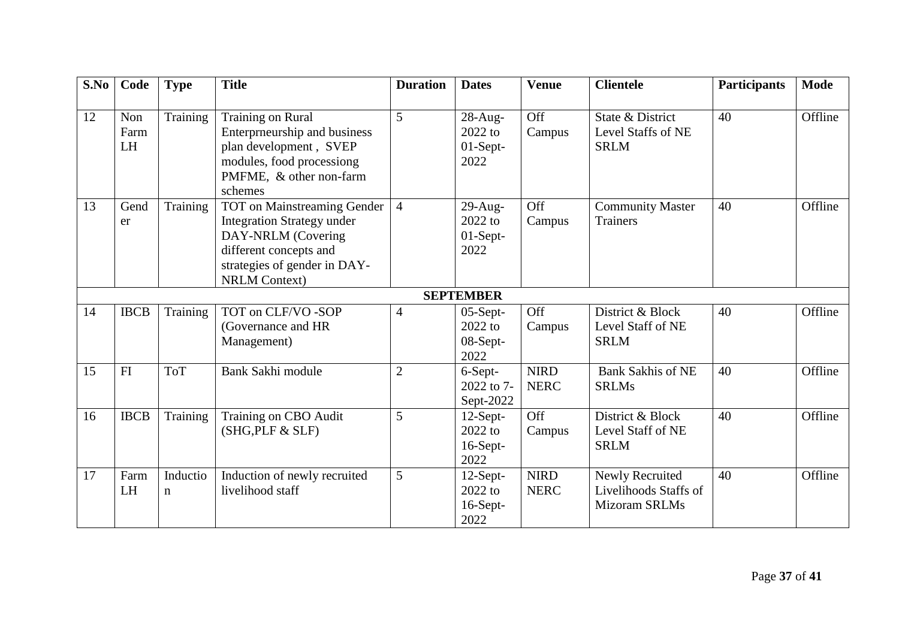| S.No | Code | Type | Title | Duration | Dates | Venue | Clientele | Participants | Mode |
|---|---|---|---|---|---|---|---|---|---|
| 12 | Non Farm LH | Training | Training on Rural Enterprneurship and business plan development , SVEP modules, food processiong PMFME, & other non-farm schemes | 5 | 28-Aug-2022 to 01-Sept-2022 | Off Campus | State & District Level Staffs of NE SRLM | 40 | Offline |
| 13 | Gender | Training | TOT on Mainstreaming Gender Integration Strategy under DAY-NRLM (Covering different concepts and strategies of gender in DAY-NRLM Context) | 4 | 29-Aug-2022 to 01-Sept-2022 | Off Campus | Community Master Trainers | 40 | Offline |
| | | | | | **SEPTEMBER** | | | | |
| 14 | IBCB | Training | TOT on CLF/VO -SOP (Governance and HR Management) | 4 | 05-Sept-2022 to 08-Sept-2022 | Off Campus | District & Block Level Staff of NE SRLM | 40 | Offline |
| 15 | FI | ToT | Bank Sakhi module | 2 | 6-Sept-2022 to 7-Sept-2022 | NIRD NERC | Bank Sakhis of NE SRLMs | 40 | Offline |
| 16 | IBCB | Training | Training on CBO Audit (SHG,PLF & SLF) | 5 | 12-Sept-2022 to 16-Sept-2022 | Off Campus | District & Block Level Staff of NE SRLM | 40 | Offline |
| 17 | Farm LH | Induction | Induction of newly recruited livelihood staff | 5 | 12-Sept-2022 to 16-Sept-2022 | NIRD NERC | Newly Recruited Livelihoods Staffs of Mizoram SRLMs | 40 | Offline |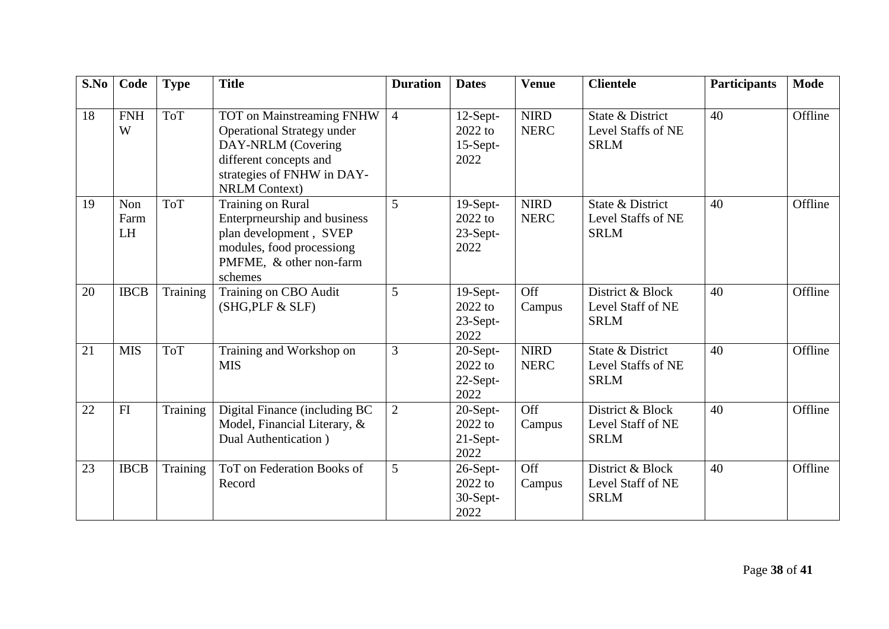| S.No | Code | Type | Title | Duration | Dates | Venue | Clientele | Participants | Mode |
|---|---|---|---|---|---|---|---|---|---|
| 18 | FNHW | ToT | TOT on Mainstreaming FNHW Operational Strategy under DAY-NRLM (Covering different concepts and strategies of FNHW in DAY-NRLM Context) | 4 | 12-Sept-2022 to 15-Sept-2022 | NIRD NERC | State & District Level Staffs of NE SRLM | 40 | Offline |
| 19 | Non Farm LH | ToT | Training on Rural Enterprneurship and business plan development , SVEP modules, food processiong PMFME, & other non-farm schemes | 5 | 19-Sept-2022 to 23-Sept-2022 | NIRD NERC | State & District Level Staffs of NE SRLM | 40 | Offline |
| 20 | IBCB | Training | Training on CBO Audit (SHG,PLF & SLF) | 5 | 19-Sept-2022 to 23-Sept-2022 | Off Campus | District & Block Level Staff of NE SRLM | 40 | Offline |
| 21 | MIS | ToT | Training and Workshop on MIS | 3 | 20-Sept-2022 to 22-Sept-2022 | NIRD NERC | State & District Level Staffs of NE SRLM | 40 | Offline |
| 22 | FI | Training | Digital Finance (including BC Model, Financial Literary, & Dual Authentication ) | 2 | 20-Sept-2022 to 21-Sept-2022 | Off Campus | District & Block Level Staff of NE SRLM | 40 | Offline |
| 23 | IBCB | Training | ToT on Federation Books of Record | 5 | 26-Sept-2022 to 30-Sept-2022 | Off Campus | District & Block Level Staff of NE SRLM | 40 | Offline |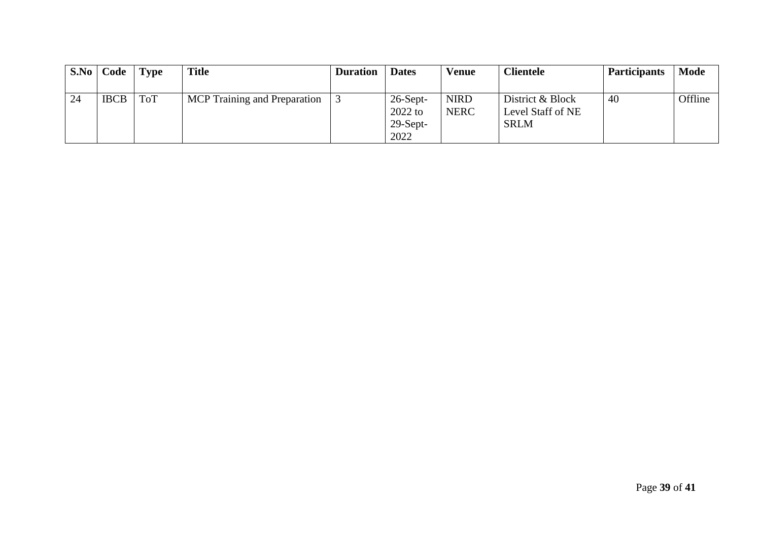| S.No | Code | Type | Title | Duration | Dates | Venue | Clientele | Participants | Mode |
|---|---|---|---|---|---|---|---|---|---|
| 24 | IBCB | ToT | MCP Training and Preparation | 3 | 26-Sept-2022 to 29-Sept-2022 | NIRD NERC | District & Block Level Staff of NE SRLM | 40 | Offline |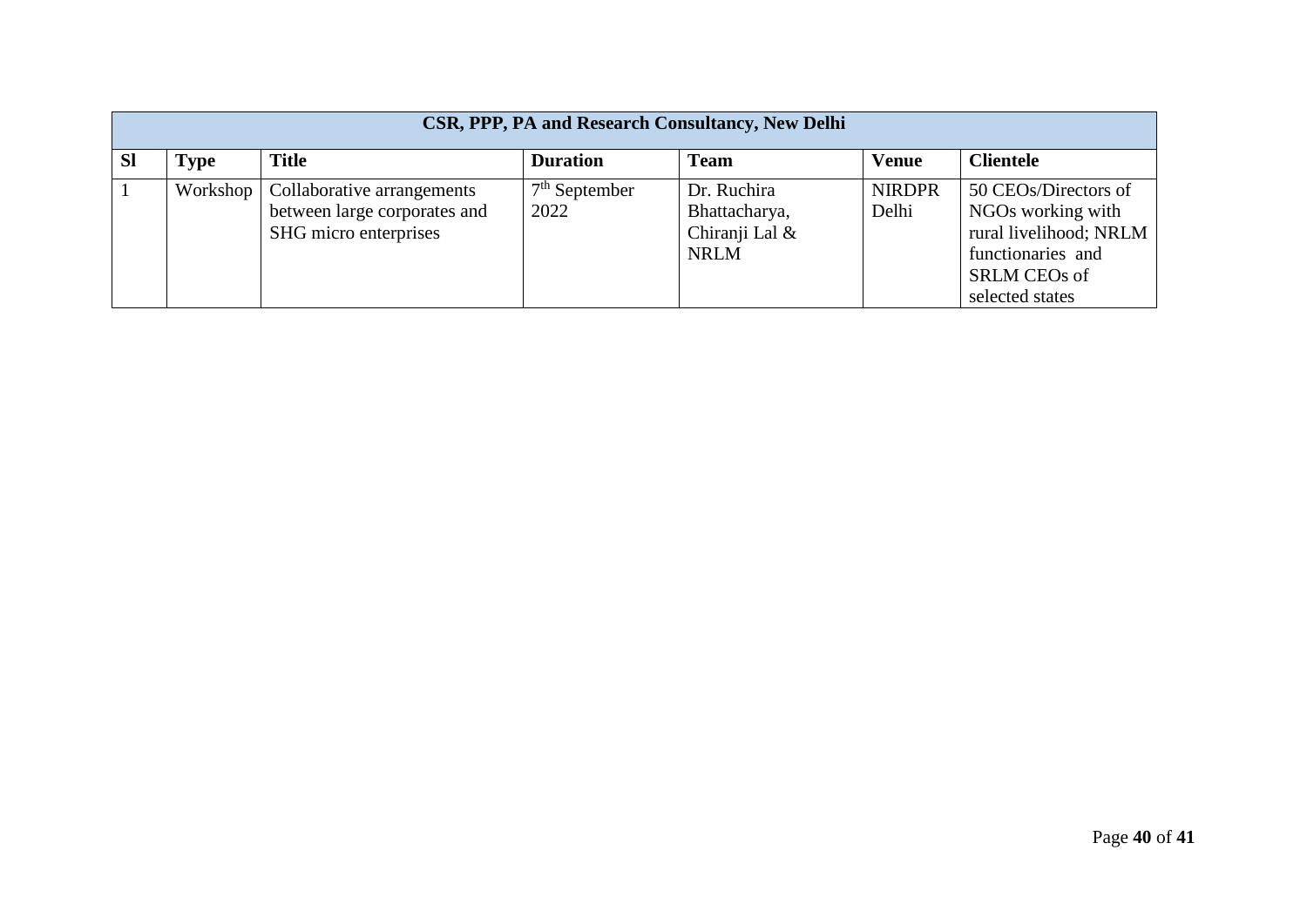| CSR, PPP, PA and Research Consultancy, New Delhi | | | | | | |
|---|---|---|---|---|---|---|
| **Sl** | **Type** | **Title** | **Duration** | **Team** | **Venue** | **Clientele** |
| 1 | Workshop | Collaborative arrangements between large corporates and SHG micro enterprises | 7th September 2022 | Dr. Ruchira Bhattacharya, Chiranji Lal & NRLM | NIRDPR Delhi | 50 CEOs/Directors of NGOs working with rural livelihood; NRLM functionaries and SRLM CEOs of selected states |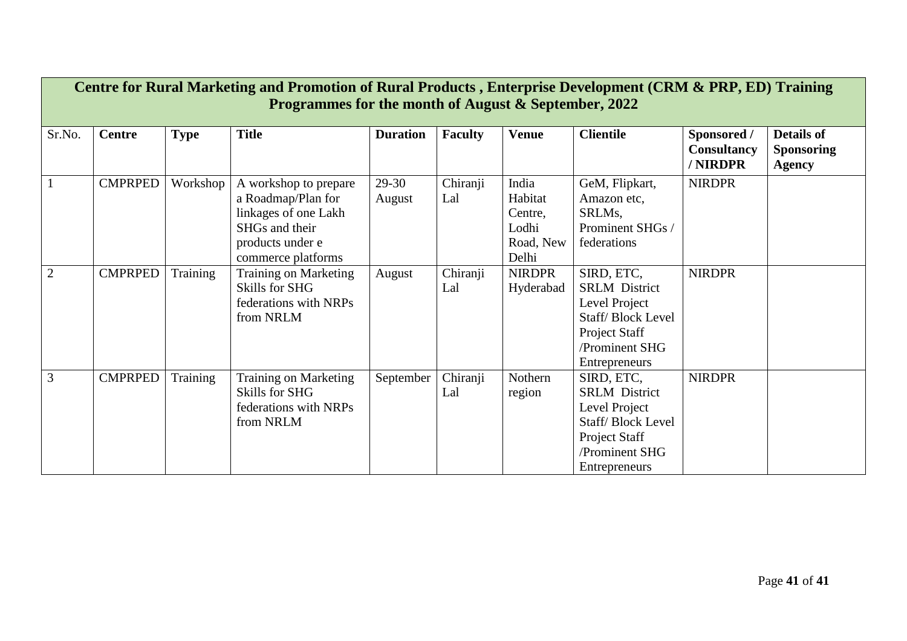## Centre for Rural Marketing and Promotion of Rural Products , Enterprise Development (CRM & PRP, ED) Training Programmes for the month of August & September, 2022

| Sr.No. | Centre | Type | Title | Duration | Faculty | Venue | Clientile | Sponsored / Consultancy / NIRDPR | Details of Sponsoring Agency |
|---|---|---|---|---|---|---|---|---|---|
| 1 | CMPRPED | Workshop | A workshop to prepare a Roadmap/Plan for linkages of one Lakh SHGs and their products under e commerce platforms | 29-30 August | Chiranji Lal | India Habitat Centre, Lodhi Road, New Delhi | GeM, Flipkart, Amazon etc, SRLMs, Prominent SHGs / federations | NIRDPR | |
| 2 | CMPRPED | Training | Training on Marketing Skills for SHG federations with NRPs from NRLM | August | Chiranji Lal | NIRDPR Hyderabad | SIRD, ETC, SRLM District Level Project Staff/ Block Level Project Staff /Prominent SHG Entrepreneurs | NIRDPR | |
| 3 | CMPRPED | Training | Training on Marketing Skills for SHG federations with NRPs from NRLM | September | Chiranji Lal | Nothern region | SIRD, ETC, SRLM District Level Project Staff/ Block Level Project Staff /Prominent SHG Entrepreneurs | NIRDPR | |